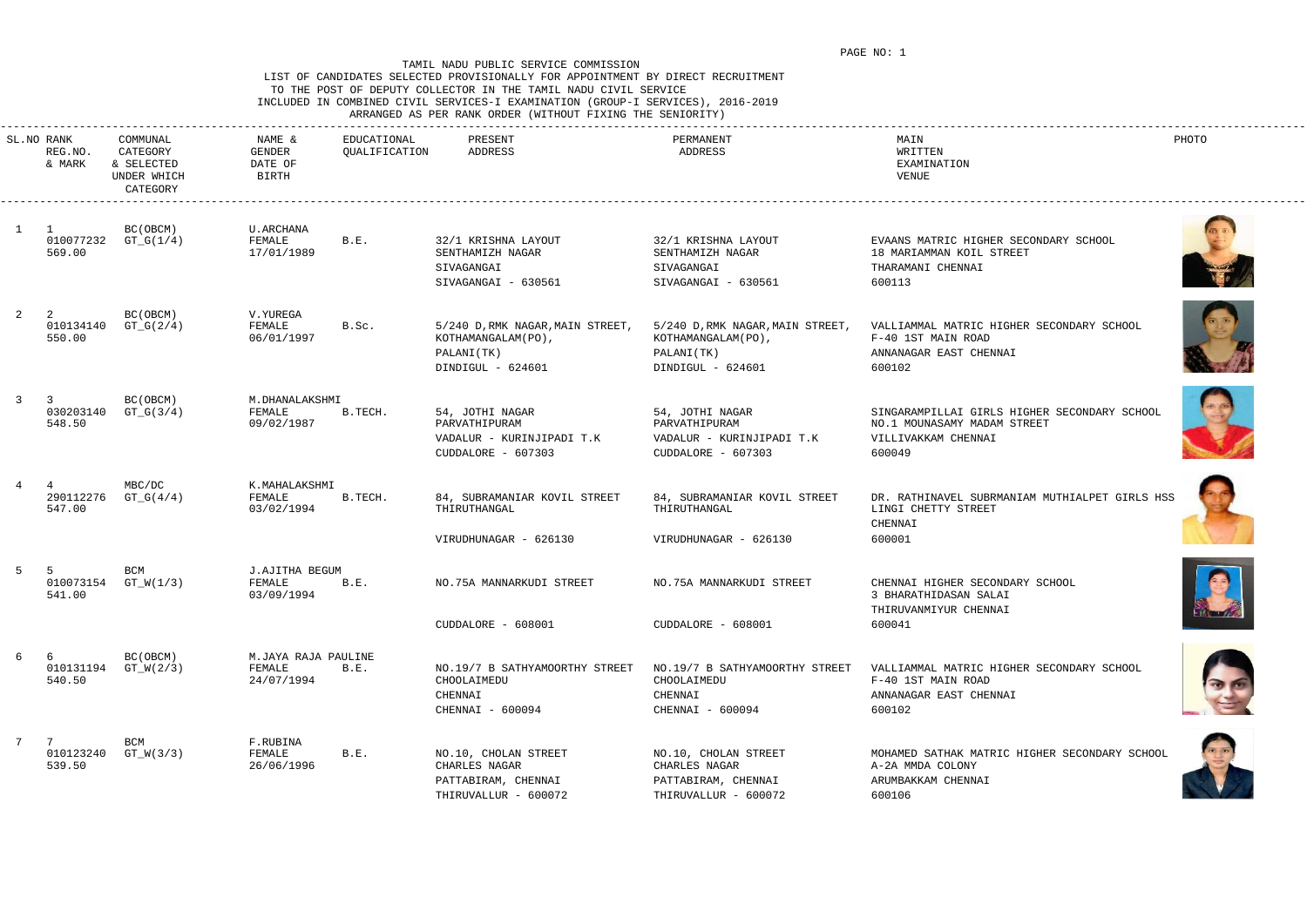TAMIL NADU PUBLIC SERVICE COMMISSION
LIST OF CANDIDATES SELECTED PROVISIONALLY FOR APPOINTMENT BY DIRECT RECRUITMENT
TO THE POST OF DEPUTY COLLECTOR IN THE TAMIL NADU CIVIL SERVICE
INCLUDED IN COMBINED CIVIL SERVICES-I EXAMINATION (GROUP-I SERVICES), 2016-2019
ARRANGED AS PER RANK ORDER (WITHOUT FIXING THE SENIORITY)

| SL.NO | RANK REG.NO. & MARK | COMMUNAL CATEGORY & SELECTED UNDER WHICH CATEGORY | NAME & GENDER DATE OF BIRTH | EDUCATIONAL QUALIFICATION | PRESENT ADDRESS | PERMANENT ADDRESS | MAIN WRITTEN EXAMINATION VENUE | PHOTO |
|---|---|---|---|---|---|---|---|---|
| 1 | 1<br>010077232<br>569.00 | BC(OBCM)<br>GT_G(1/4) | U.ARCHANA<br>FEMALE<br>17/01/1989 | B.E. | 32/1 KRISHNA LAYOUT<br>SENTHAMIZH NAGAR<br>SIVAGANGAI<br>SIVAGANGAI - 630561 | 32/1 KRISHNA LAYOUT<br>SENTHAMIZH NAGAR<br>SIVAGANGAI<br>SIVAGANGAI - 630561 | EVAANS MATRIC HIGHER SECONDARY SCHOOL<br>18 MARIAMMAN KOIL STREET<br>THARAMANI CHENNAI<br>600113 | |
| 2 | 2<br>010134140<br>550.00 | BC(OBCM)<br>GT_G(2/4) | V.YUREGA<br>FEMALE<br>06/01/1997 | B.Sc. | 5/240 D,RMK NAGAR,MAIN STREET,<br>KOTHAMANGALAM(PO),<br>PALANI(TK)<br>DINDIGUL - 624601 | 5/240 D,RMK NAGAR,MAIN STREET,<br>KOTHAMANGALAM(PO),<br>PALANI(TK)<br>DINDIGUL - 624601 | VALLIAMMAL MATRIC HIGHER SECONDARY SCHOOL<br>F-40 1ST MAIN ROAD<br>ANNANAGAR EAST CHENNAI<br>600102 | |
| 3 | 3<br>030203140<br>548.50 | BC(OBCM)<br>GT_G(3/4) | M.DHANALAKSHMI<br>FEMALE<br>09/02/1987 | B.TECH. | 54, JOTHI NAGAR<br>PARVATHIPURAM<br>VADALUR - KURINJIPADI T.K<br>CUDDALORE - 607303 | 54, JOTHI NAGAR<br>PARVATHIPURAM<br>VADALUR - KURINJIPADI T.K<br>CUDDALORE - 607303 | SINGARAMPILLAI GIRLS HIGHER SECONDARY SCHOOL<br>NO.1 MOUNASAMY MADAM STREET<br>VILLIVAKKAM CHENNAI<br>600049 | |
| 4 | 4<br>290112276<br>547.00 | MBC/DC<br>GT_G(4/4) | K.MAHALAKSHMI<br>FEMALE<br>03/02/1994 | B.TECH. | 84, SUBRAMANIAR KOVIL STREET<br>THIRUTHANGAL<br><br>VIRUDHUNAGAR - 626130 | 84, SUBRAMANIAR KOVIL STREET<br>THIRUTHANGAL<br><br>VIRUDHUNAGAR - 626130 | DR. RATHINAVEL SUBRMANIAM MUTHIALPET GIRLS HSS<br>LINGI CHETTY STREET<br>CHENNAI<br>600001 | |
| 5 | 5<br>010073154<br>541.00 | BCM<br>GT_W(1/3) | J.AJITHA BEGUM<br>FEMALE<br>03/09/1994 | B.E. | NO.75A MANNARKUDI STREET<br><br><br>CUDDALORE - 608001 | NO.75A MANNARKUDI STREET<br><br><br>CUDDALORE - 608001 | CHENNAI HIGHER SECONDARY SCHOOL<br>3 BHARATHIDASAN SALAI<br>THIRUVANMIYUR CHENNAI<br>600041 | |
| 6 | 6<br>010131194<br>540.50 | BC(OBCM)<br>GT_W(2/3) | M.JAYA RAJA PAULINE<br>FEMALE<br>24/07/1994 | B.E. | NO.19/7 B SATHYAMOORTHY STREET<br>CHOOLAIMEDU<br>CHENNAI<br>CHENNAI - 600094 | NO.19/7 B SATHYAMOORTHY STREET<br>CHOOLAIMEDU<br>CHENNAI<br>CHENNAI - 600094 | VALLIAMMAL MATRIC HIGHER SECONDARY SCHOOL<br>F-40 1ST MAIN ROAD<br>ANNANAGAR EAST CHENNAI<br>600102 | |
| 7 | 7<br>010123240<br>539.50 | BCM<br>GT_W(3/3) | F.RUBINA<br>FEMALE<br>26/06/1996 | B.E. | NO.10, CHOLAN STREET<br>CHARLES NAGAR<br>PATTABIRAM, CHENNAI<br>THIRUVALLUR - 600072 | NO.10, CHOLAN STREET<br>CHARLES NAGAR<br>PATTABIRAM, CHENNAI<br>THIRUVALLUR - 600072 | MOHAMED SATHAK MATRIC HIGHER SECONDARY SCHOOL<br>A-2A MMDA COLONY<br>ARUMBAKKAM CHENNAI<br>600106 | |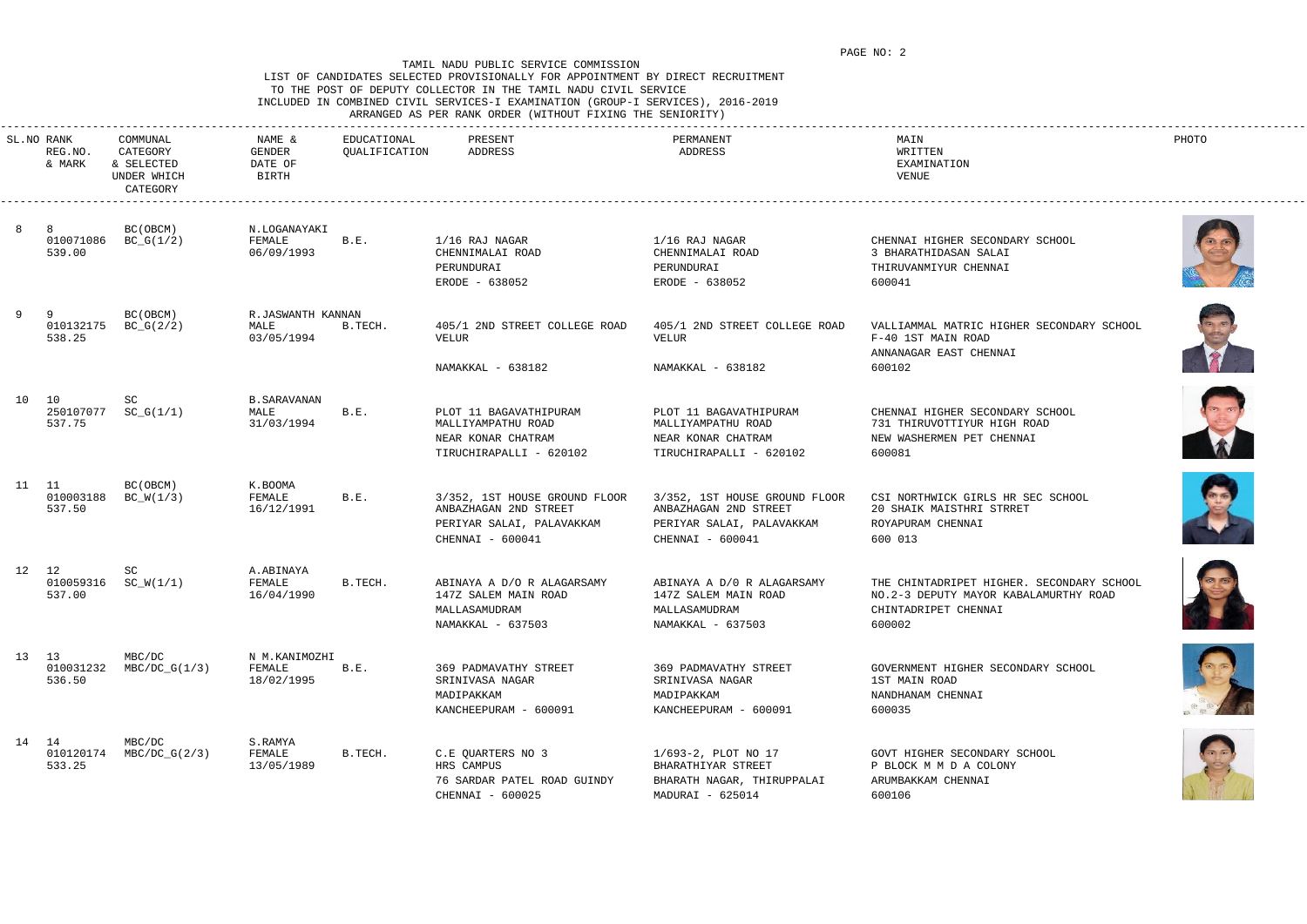TAMIL NADU PUBLIC SERVICE COMMISSION

LIST OF CANDIDATES SELECTED PROVISIONALLY FOR APPOINTMENT BY DIRECT RECRUITMENT TO THE POST OF DEPUTY COLLECTOR IN THE TAMIL NADU CIVIL SERVICE INCLUDED IN COMBINED CIVIL SERVICES-I EXAMINATION (GROUP-I SERVICES), 2016-2019

ARRANGED AS PER RANK ORDER (WITHOUT FIXING THE SENIORITY)

| SL.NO | RANK REG.NO. & MARK | COMMUNAL CATEGORY & SELECTED UNDER WHICH CATEGORY | NAME & GENDER DATE OF BIRTH | EDUCATIONAL QUALIFICATION | PRESENT ADDRESS | PERMANENT ADDRESS | MAIN WRITTEN EXAMINATION VENUE | PHOTO |
|---|---|---|---|---|---|---|---|---|
| 8 | 8 010071086 539.00 | BC(OBCM) BC_G(1/2) | N.LOGANAYAKI FEMALE 06/09/1993 | B.E. | 1/16 RAJ NAGAR CHENNIMALAI ROAD PERUNDURAI ERODE - 638052 | 1/16 RAJ NAGAR CHENNIMALAI ROAD PERUNDURAI ERODE - 638052 | CHENNAI HIGHER SECONDARY SCHOOL 3 BHARATHIDASAN SALAI THIRUVANMIYUR CHENNAI 600041 | |
| 9 | 9 010132175 538.25 | BC(OBCM) BC_G(2/2) | R.JASWANTH KANNAN MALE 03/05/1994 | B.TECH. | 405/1 2ND STREET COLLEGE ROAD VELUR NAMAKKAL - 638182 | 405/1 2ND STREET COLLEGE ROAD VELUR NAMAKKAL - 638182 | VALLIAMMAL MATRIC HIGHER SECONDARY SCHOOL F-40 1ST MAIN ROAD ANNANAGAR EAST CHENNAI 600102 | |
| 10 | 10 250107077 537.75 | SC SC_G(1/1) | B.SARAVANAN MALE 31/03/1994 | B.E. | PLOT 11 BAGAVATHIPURAM MALLIYAMPATHU ROAD NEAR KONAR CHATRAM TIRUCHIRAPALLI - 620102 | PLOT 11 BAGAVATHIPURAM MALLIYAMPATHU ROAD NEAR KONAR CHATRAM TIRUCHIRAPALLI - 620102 | CHENNAI HIGHER SECONDARY SCHOOL 731 THIRUVOTTIYUR HIGH ROAD NEW WASHERMEN PET CHENNAI 600081 | |
| 11 | 11 010003188 537.50 | BC(OBCM) BC_W(1/3) | K.BOOMA FEMALE 16/12/1991 | B.E. | 3/352, 1ST HOUSE GROUND FLOOR ANBAZHAGAN 2ND STREET PERIYAR SALAI, PALAVAKKAM CHENNAI - 600041 | 3/352, 1ST HOUSE GROUND FLOOR ANBAZHAGAN 2ND STREET PERIYAR SALAI, PALAVAKKAM CHENNAI - 600041 | CSI NORTHWICK GIRLS HR SEC SCHOOL 20 SHAIK MAISTHRI STRRET ROYAPURAM CHENNAI 600 013 | |
| 12 | 12 010059316 537.00 | SC SC_W(1/1) | A.ABINAYA FEMALE 16/04/1990 | B.TECH. | ABINAYA A D/O R ALAGARSAMY 147Z SALEM MAIN ROAD MALLASAMUDRAM NAMAKKAL - 637503 | ABINAYA A D/0 R ALAGARSAMY 147Z SALEM MAIN ROAD MALLASAMUDRAM NAMAKKAL - 637503 | THE CHINTADRIPET HIGHER. SECONDARY SCHOOL NO.2-3 DEPUTY MAYOR KABALAMURTHY ROAD CHINTADRIPET CHENNAI 600002 | |
| 13 | 13 010031232 536.50 | MBC/DC MBC/DC_G(1/3) | N M.KANIMOZHI FEMALE 18/02/1995 | B.E. | 369 PADMAVATHY STREET SRINIVASA NAGAR MADIPAKKAM KANCHEEPURAM - 600091 | 369 PADMAVATHY STREET SRINIVASA NAGAR MADIPAKKAM KANCHEEPURAM - 600091 | GOVERNMENT HIGHER SECONDARY SCHOOL 1ST MAIN ROAD NANDHANAM CHENNAI 600035 | |
| 14 | 14 010120174 533.25 | MBC/DC MBC/DC_G(2/3) | S.RAMYA FEMALE 13/05/1989 | B.TECH. | C.E QUARTERS NO 3 HRS CAMPUS 76 SARDAR PATEL ROAD GUINDY CHENNAI - 600025 | 1/693-2, PLOT NO 17 BHARATHIYAR STREET BHARATH NAGAR, THIRUPPALAI MADURAI - 625014 | GOVT HIGHER SECONDARY SCHOOL P BLOCK M M D A COLONY ARUMBAKKAM CHENNAI 600106 | |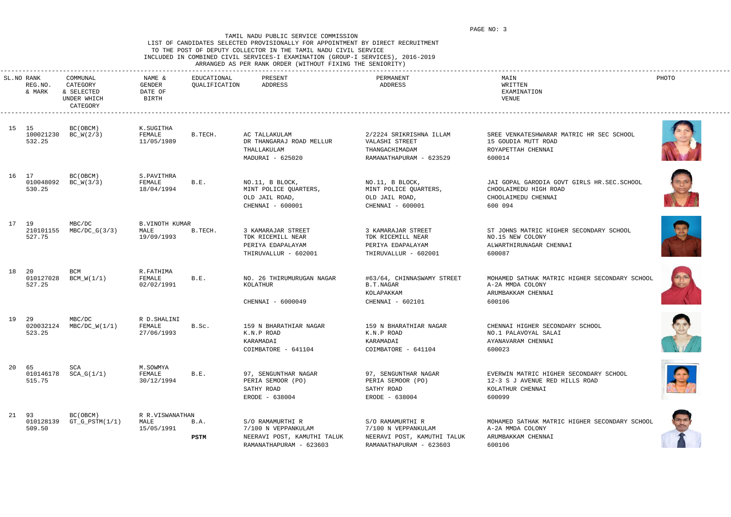TAMIL NADU PUBLIC SERVICE COMMISSION

LIST OF CANDIDATES SELECTED PROVISIONALLY FOR APPOINTMENT BY DIRECT RECRUITMENT TO THE POST OF DEPUTY COLLECTOR IN THE TAMIL NADU CIVIL SERVICE INCLUDED IN COMBINED CIVIL SERVICES-I EXAMINATION (GROUP-I SERVICES), 2016-2019 ARRANGED AS PER RANK ORDER (WITHOUT FIXING THE SENIORITY)

| SL.NO | RANK REG.NO. & MARK | COMMUNAL CATEGORY & SELECTED UNDER WHICH CATEGORY | NAME & GENDER DATE OF BIRTH | EDUCATIONAL QUALIFICATION | PRESENT ADDRESS | PERMANENT ADDRESS | MAIN WRITTEN EXAMINATION VENUE | PHOTO |
|---|---|---|---|---|---|---|---|---|
| 15 | 15<br>100021230<br>532.25 | BC(OBCM)<br>BC_W(2/3) | K.SUGITHA<br>FEMALE<br>11/05/1989 | B.TECH. | AC TALLAKULAM<br>DR THANGARAJ ROAD MELLUR<br>THALLAKULAM<br>MADURAI - 625020 | 2/2224 SRIKRISHNA ILLAM<br>VALASHI STREET<br>THANGACHIMADAM<br>RAMANATHAPURAM - 623529 | SREE VENKATESHWARAR MATRIC HR SEC SCHOOL<br>15 GOUDIA MUTT ROAD<br>ROYAPETTAH CHENNAI<br>600014 | |
| 16 | 17<br>010048092<br>530.25 | BC(OBCM)<br>BC_W(3/3) | S.PAVITHRA<br>FEMALE<br>18/04/1994 | B.E. | NO.11, B BLOCK,<br>MINT POLICE QUARTERS,<br>OLD JAIL ROAD,<br>CHENNAI - 600001 | NO.11, B BLOCK,<br>MINT POLICE QUARTERS,<br>OLD JAIL ROAD,<br>CHENNAI - 600001 | JAI GOPAL GARODIA GOVT GIRLS HR.SEC.SCHOOL<br>CHOOLAIMEDU HIGH ROAD<br>CHOOLAIMEDU CHENNAI<br>600 094 | |
| 17 | 19<br>210101155<br>527.75 | MBC/DC<br>MBC/DC_G(3/3) | B.VINOTH KUMAR<br>MALE<br>19/09/1993 | B.TECH. | 3 KAMARAJAR STREET<br>TDK RICEMILL NEAR<br>PERIYA EDAPALAYAM<br>THIRUVALLUR - 602001 | 3 KAMARAJAR STREET<br>TDK RICEMILL NEAR<br>PERIYA EDAPALAYAM<br>THIRUVALLUR - 602001 | ST JOHNS MATRIC HIGHER SECONDARY SCHOOL<br>NO.15 NEW COLONY<br>ALWARTHIRUNAGAR CHENNAI<br>600087 | |
| 18 | 20<br>010127028<br>527.25 | BCM<br>BCM_W(1/1) | R.FATHIMA<br>FEMALE<br>02/02/1991 | B.E. | NO. 26 THIRUMURUGAN NAGAR<br>KOLATHUR<br><br>CHENNAI - 6000049 | #63/64, CHINNASWAMY STREET<br>B.T.NAGAR<br>KOLAPAKKAM<br>CHENNAI - 602101 | MOHAMED SATHAK MATRIC HIGHER SECONDARY SCHOOL<br>A-2A MMDA COLONY<br>ARUMBAKKAM CHENNAI<br>600106 | |
| 19 | 29<br>020032124<br>523.25 | MBC/DC<br>MBC/DC_W(1/1) | R D.SHALINI<br>FEMALE<br>27/06/1993 | B.Sc. | 159 N BHARATHIAR NAGAR<br>K.N.P ROAD<br>KARAMADAI<br>COIMBATORE - 641104 | 159 N BHARATHIAR NAGAR<br>K.N.P ROAD<br>KARAMADAI<br>COIMBATORE - 641104 | CHENNAI HIGHER SECONDARY SCHOOL<br>NO.1 PALAVOYAL SALAI<br>AYANAVARAM CHENNAI<br>600023 | |
| 20 | 65<br>010146178<br>515.75 | SCA<br>SCA_G(1/1) | M.SOWMYA<br>FEMALE<br>30/12/1994 | B.E. | 97, SENGUNTHAR NAGAR<br>PERIA SEMOOR (PO)<br>SATHY ROAD<br>ERODE - 638004 | 97, SENGUNTHAR NAGAR<br>PERIA SEMOOR (PO)<br>SATHY ROAD<br>ERODE - 638004 | EVERWIN MATRIC HIGHER SECONDARY SCHOOL<br>12-3 S J AVENUE RED HILLS ROAD<br>KOLATHUR CHENNAI<br>600099 | |
| 21 | 93<br>010128139<br>509.50 | BC(OBCM)<br>GT_G_PSTM(1/1) | R R.VISWANATHAN<br>MALE<br>15/05/1991 | B.A.<br>**PSTM** | S/O RAMAMURTHI R<br>7/100 N VEPPANKULAM<br>NEERAVI POST, KAMUTHI TALUK<br>RAMANATHAPURAM - 623603 | S/O RAMAMURTHI R<br>7/100 N VEPPANKULAM<br>NEERAVI POST, KAMUTHI TALUK<br>RAMANATHAPURAM - 623603 | MOHAMED SATHAK MATRIC HIGHER SECONDARY SCHOOL<br>A-2A MMDA COLONY<br>ARUMBAKKAM CHENNAI<br>600106 | |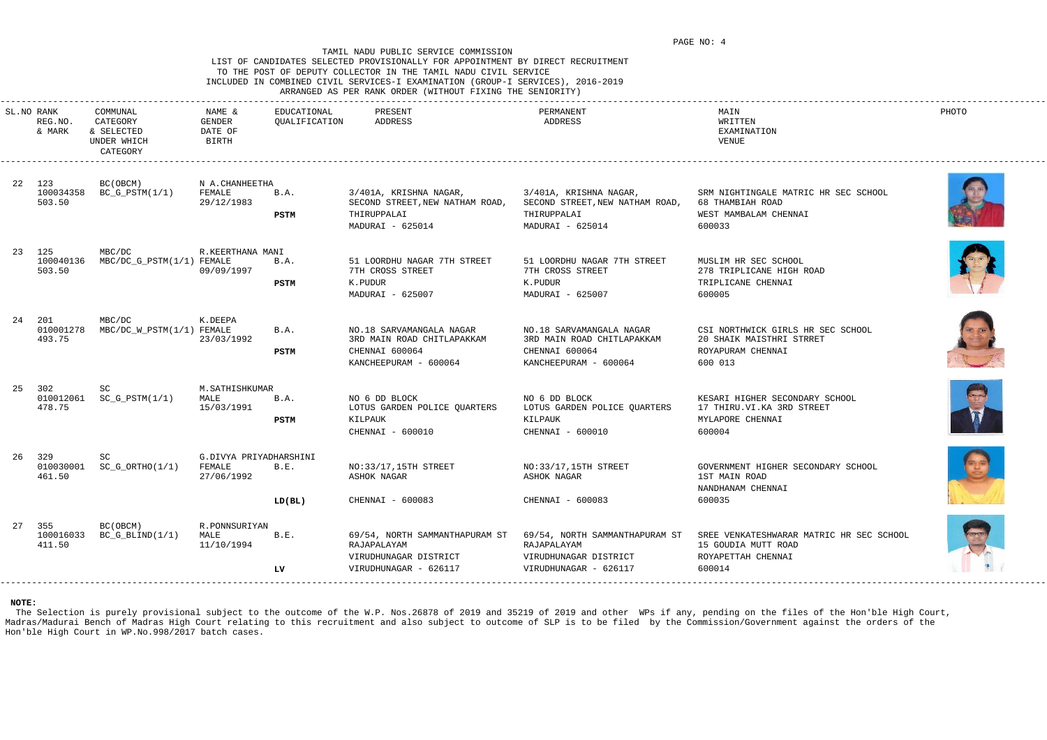TAMIL NADU PUBLIC SERVICE COMMISSION
LIST OF CANDIDATES SELECTED PROVISIONALLY FOR APPOINTMENT BY DIRECT RECRUITMENT
TO THE POST OF DEPUTY COLLECTOR IN THE TAMIL NADU CIVIL SERVICE
INCLUDED IN COMBINED CIVIL SERVICES-I EXAMINATION (GROUP-I SERVICES), 2016-2019
ARRANGED AS PER RANK ORDER (WITHOUT FIXING THE SENIORITY)

| SL.NO | RANK REG.NO. & MARK | COMMUNAL CATEGORY & SELECTED UNDER WHICH CATEGORY | NAME & GENDER DATE OF BIRTH | EDUCATIONAL QUALIFICATION | PRESENT ADDRESS | PERMANENT ADDRESS | MAIN WRITTEN EXAMINATION VENUE | PHOTO |
|---|---|---|---|---|---|---|---|---|
| 22 | 123<br>100034358<br>503.50 | BC(OBCM)<br>BC_G_PSTM(1/1) | N A.CHANHEETHA<br>FEMALE<br>29/12/1983 | B.A.<br>**PSTM** | 3/401A, KRISHNA NAGAR,<br>SECOND STREET,NEW NATHAM ROAD,<br>THIRUPPALAI<br>MADURAI - 625014 | 3/401A, KRISHNA NAGAR,<br>SECOND STREET,NEW NATHAM ROAD,<br>THIRUPPALAI<br>MADURAI - 625014 | SRM NIGHTINGALE MATRIC HR SEC SCHOOL<br>68 THAMBIAH ROAD<br>WEST MAMBALAM CHENNAI<br>600033 | |
| 23 | 125<br>100040136<br>503.50 | MBC/DC<br>MBC/DC_G_PSTM(1/1) | R.KEERTHANA MANI<br>FEMALE<br>09/09/1997 | B.A.<br>**PSTM** | 51 LOORDHU NAGAR 7TH STREET<br>7TH CROSS STREET<br>K.PUDUR<br>MADURAI - 625007 | 51 LOORDHU NAGAR 7TH STREET<br>7TH CROSS STREET<br>K.PUDUR<br>MADURAI - 625007 | MUSLIM HR SEC SCHOOL<br>278 TRIPLICANE HIGH ROAD<br>TRIPLICANE CHENNAI<br>600005 | |
| 24 | 201<br>010001278<br>493.75 | MBC/DC<br>MBC/DC_W_PSTM(1/1) | K.DEEPA<br>FEMALE<br>23/03/1992 | B.A.<br>**PSTM** | NO.18 SARVAMANGALA NAGAR<br>3RD MAIN ROAD CHITLAPAKKAM<br>CHENNAI 600064<br>KANCHEEPURAM - 600064 | NO.18 SARVAMANGALA NAGAR<br>3RD MAIN ROAD CHITLAPAKKAM<br>CHENNAI 600064<br>KANCHEEPURAM - 600064 | CSI NORTHWICK GIRLS HR SEC SCHOOL<br>20 SHAIK MAISTHRI STRRET<br>ROYAPURAM CHENNAI<br>600 013 | |
| 25 | 302<br>010012061<br>478.75 | SC<br>SC_G_PSTM(1/1) | M.SATHISHKUMAR<br>MALE<br>15/03/1991 | B.A.<br>**PSTM** | NO 6 DD BLOCK<br>LOTUS GARDEN POLICE QUARTERS<br>KILPAUK<br>CHENNAI - 600010 | NO 6 DD BLOCK<br>LOTUS GARDEN POLICE QUARTERS<br>KILPAUK<br>CHENNAI - 600010 | KESARI HIGHER SECONDARY SCHOOL<br>17 THIRU.VI.KA 3RD STREET<br>MYLAPORE CHENNAI<br>600004 | |
| 26 | 329<br>010030001<br>461.50 | SC<br>SC_G_ORTHO(1/1) | G.DIVYA PRIYADHARSHINI<br>FEMALE<br>27/06/1992 | B.E.<br>**LD(BL)** | NO:33/17,15TH STREET<br>ASHOK NAGAR<br>CHENNAI - 600083 | NO:33/17,15TH STREET<br>ASHOK NAGAR<br>CHENNAI - 600083 | GOVERNMENT HIGHER SECONDARY SCHOOL<br>1ST MAIN ROAD<br>NANDHANAM CHENNAI<br>600035 | |
| 27 | 355<br>100016033<br>411.50 | BC(OBCM)<br>BC_G_BLIND(1/1) | R.PONNSURIYAN<br>MALE<br>11/10/1994 | B.E.<br>**LV** | 69/54, NORTH SAMMANTHAPURAM ST<br>RAJAPALAYAM<br>VIRUDHUNAGAR DISTRICT<br>VIRUDHUNAGAR - 626117 | 69/54, NORTH SAMMANTHAPURAM ST<br>RAJAPALAYAM<br>VIRUDHUNAGAR DISTRICT<br>VIRUDHUNAGAR - 626117 | SREE VENKATESHWARAR MATRIC HR SEC SCHOOL<br>15 GOUDIA MUTT ROAD<br>ROYAPETTAH CHENNAI<br>600014 | |

**NOTE:**
The Selection is purely provisional subject to the outcome of the W.P. Nos.26878 of 2019 and 35219 of 2019 and other WPs if any, pending on the files of the Hon'ble High Court, Madras/Madurai Bench of Madras High Court relating to this recruitment and also subject to outcome of SLP is to be filed by the Commission/Government against the orders of the Hon'ble High Court in WP.No.998/2017 batch cases.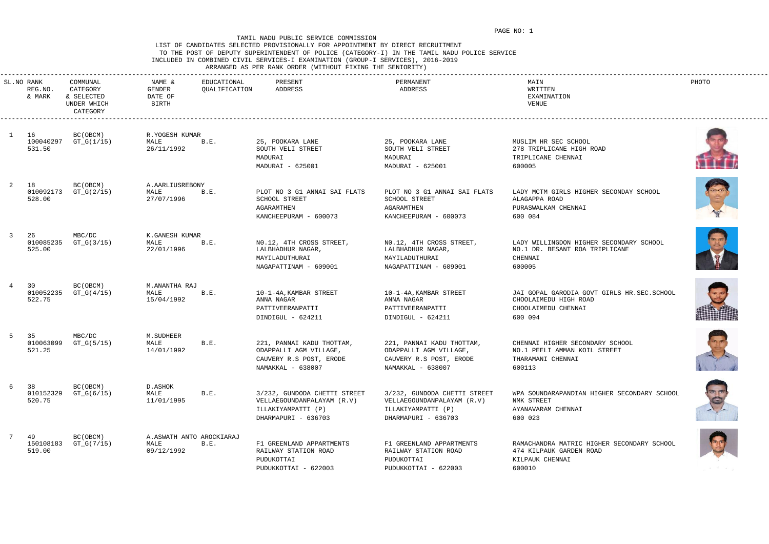TAMIL NADU PUBLIC SERVICE COMMISSION

LIST OF CANDIDATES SELECTED PROVISIONALLY FOR APPOINTMENT BY DIRECT RECRUITMENT

TO THE POST OF DEPUTY SUPERINTENDENT OF POLICE (CATEGORY-I) IN THE TAMIL NADU POLICE SERVICE

INCLUDED IN COMBINED CIVIL SERVICES-I EXAMINATION (GROUP-I SERVICES), 2016-2019

ARRANGED AS PER RANK ORDER (WITHOUT FIXING THE SENIORITY)

| SL.NO | RANK REG.NO. & MARK | COMMUNAL CATEGORY & SELECTED UNDER WHICH CATEGORY | NAME & GENDER DATE OF BIRTH | EDUCATIONAL QUALIFICATION | PRESENT ADDRESS | PERMANENT ADDRESS | MAIN WRITTEN EXAMINATION VENUE | PHOTO |
|---|---|---|---|---|---|---|---|---|
| 1 | 16<br>100040297<br>531.50 | BC(OBCM)<br>GT_G(1/15) | R.YOGESH KUMAR<br>MALE<br>26/11/1992 | B.E. | 25, POOKARA LANE<br>SOUTH VELI STREET<br>MADURAI<br>MADURAI - 625001 | 25, POOKARA LANE<br>SOUTH VELI STREET<br>MADURAI<br>MADURAI - 625001 | MUSLIM HR SEC SCHOOL<br>278 TRIPLICANE HIGH ROAD<br>TRIPLICANE CHENNAI<br>600005 | |
| 2 | 18<br>010092173<br>528.00 | BC(OBCM)<br>GT_G(2/15) | A.AARLIUSREBONY<br>MALE<br>27/07/1996 | B.E. | PLOT NO 3 G1 ANNAI SAI FLATS<br>SCHOOL STREET<br>AGARAMTHEN<br>KANCHEEPURAM - 600073 | PLOT NO 3 G1 ANNAI SAI FLATS<br>SCHOOL STREET<br>AGARAMTHEN<br>KANCHEEPURAM - 600073 | LADY MCTM GIRLS HIGHER SECONDAY SCHOOL<br>ALAGAPPA ROAD<br>PURASWALKAM CHENNAI<br>600 084 | |
| 3 | 26<br>010085235<br>525.00 | MBC/DC<br>GT_G(3/15) | K.GANESH KUMAR<br>MALE<br>22/01/1996 | B.E. | N0.12, 4TH CROSS STREET,<br>LALBHADHUR NAGAR,<br>MAYILADUTHURAI<br>NAGAPATTINAM - 609001 | N0.12, 4TH CROSS STREET,<br>LALBHADHUR NAGAR,<br>MAYILADUTHURAI<br>NAGAPATTINAM - 609001 | LADY WILLINGDON HIGHER SECONDARY SCHOOL<br>NO.1 DR. BESANT ROA TRIPLICANE<br>CHENNAI<br>600005 | |
| 4 | 30<br>010052235<br>522.75 | BC(OBCM)<br>GT_G(4/15) | M.ANANTHA RAJ<br>MALE<br>15/04/1992 | B.E. | 10-1-4A,KAMBAR STREET<br>ANNA NAGAR<br>PATTIVEERANPATTI<br>DINDIGUL - 624211 | 10-1-4A,KAMBAR STREET<br>ANNA NAGAR<br>PATTIVEERANPATTI<br>DINDIGUL - 624211 | JAI GOPAL GARODIA GOVT GIRLS HR.SEC.SCHOOL<br>CHOOLAIMEDU HIGH ROAD<br>CHOOLAIMEDU CHENNAI<br>600 094 | |
| 5 | 35<br>010063099<br>521.25 | MBC/DC<br>GT_G(5/15) | M.SUDHEER<br>MALE<br>14/01/1992 | B.E. | 221, PANNAI KADU THOTTAM,<br>ODAPPALLI AGM VILLAGE,<br>CAUVERY R.S POST, ERODE<br>NAMAKKAL - 638007 | 221, PANNAI KADU THOTTAM,<br>ODAPPALLI AGM VILLAGE,<br>CAUVERY R.S POST, ERODE<br>NAMAKKAL - 638007 | CHENNAI HIGHER SECONDARY SCHOOL<br>NO.1 PEELI AMMAN KOIL STREET<br>THARAMANI CHENNAI<br>600113 | |
| 6 | 38<br>010152329<br>520.75 | BC(OBCM)<br>GT_G(6/15) | D.ASHOK<br>MALE<br>11/01/1995 | B.E. | 3/232, GUNDODA CHETTI STREET<br>VELLAEGOUNDANPALAYAM (R.V)<br>ILLAKIYAMPATTI (P)<br>DHARMAPURI - 636703 | 3/232, GUNDODA CHETTI STREET<br>VELLAEGOUNDANPALAYAM (R.V)<br>ILLAKIYAMPATTI (P)<br>DHARMAPURI - 636703 | WPA SOUNDARAPANDIAN HIGHER SECONDARY SCHOOL<br>NMK STREET<br>AYANAVARAM CHENNAI<br>600 023 | |
| 7 | 49<br>150108183<br>519.00 | BC(OBCM)<br>GT_G(7/15) | A.ASWATH ANTO AROCKIARAJ<br>MALE<br>09/12/1992 | B.E. | F1 GREENLAND APPARTMENTS<br>RAILWAY STATION ROAD<br>PUDUKOTTAI<br>PUDUKKOTTAI - 622003 | F1 GREENLAND APPARTMENTS<br>RAILWAY STATION ROAD<br>PUDUKOTTAI<br>PUDUKKOTTAI - 622003 | RAMACHANDRA MATRIC HIGHER SECONDARY SCHOOL<br>474 KILPAUK GARDEN ROAD<br>KILPAUK CHENNAI<br>600010 | |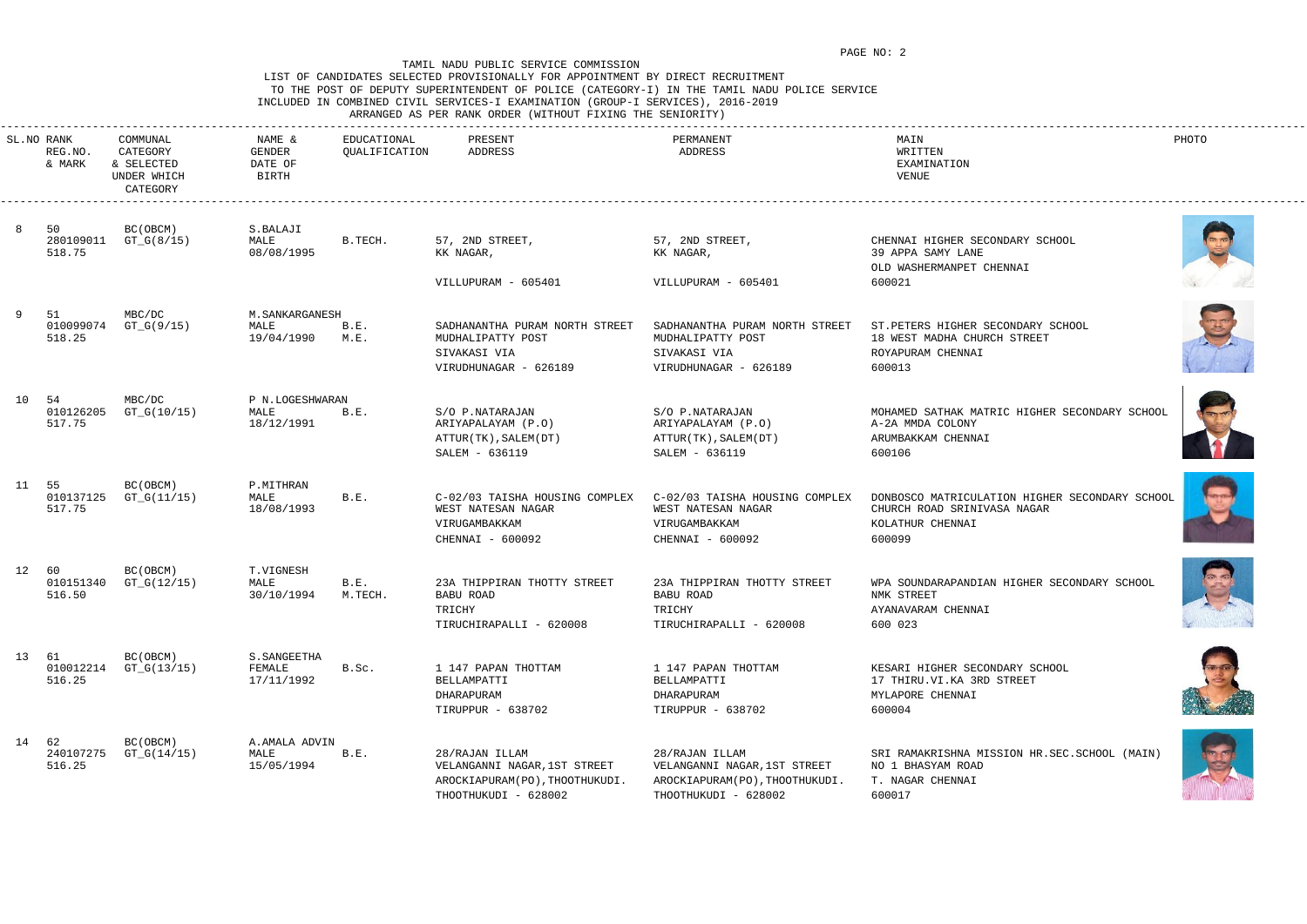TAMIL NADU PUBLIC SERVICE COMMISSION

LIST OF CANDIDATES SELECTED PROVISIONALLY FOR APPOINTMENT BY DIRECT RECRUITMENT TO THE POST OF DEPUTY SUPERINTENDENT OF POLICE (CATEGORY-I) IN THE TAMIL NADU POLICE SERVICE INCLUDED IN COMBINED CIVIL SERVICES-I EXAMINATION (GROUP-I SERVICES), 2016-2019

ARRANGED AS PER RANK ORDER (WITHOUT FIXING THE SENIORITY)

| SL.NO | RANK REG.NO. & MARK | COMMUNAL CATEGORY & SELECTED UNDER WHICH CATEGORY | NAME & GENDER DATE OF BIRTH | EDUCATIONAL QUALIFICATION | PRESENT ADDRESS | PERMANENT ADDRESS | MAIN WRITTEN EXAMINATION VENUE | PHOTO |
|---|---|---|---|---|---|---|---|---|
| 8 | 50 280109011 518.75 | BC(OBCM) GT_G(8/15) | S.BALAJI MALE 08/08/1995 | B.TECH. | 57, 2ND STREET, KK NAGAR, VILLUPURAM - 605401 | 57, 2ND STREET, KK NAGAR, VILLUPURAM - 605401 | CHENNAI HIGHER SECONDARY SCHOOL 39 APPA SAMY LANE OLD WASHERMANPET CHENNAI 600021 | |
| 9 | 51 010099074 518.25 | MBC/DC GT_G(9/15) | M.SANKARGANESH MALE 19/04/1990 | B.E. M.E. | SADHANANTHA PURAM NORTH STREET MUDHALIPATTY POST SIVAKASI VIA VIRUDHUNAGAR - 626189 | SADHANANTHA PURAM NORTH STREET MUDHALIPATTY POST SIVAKASI VIA VIRUDHUNAGAR - 626189 | ST.PETERS HIGHER SECONDARY SCHOOL 18 WEST MADHA CHURCH STREET ROYAPURAM CHENNAI 600013 | |
| 10 | 54 010126205 517.75 | MBC/DC GT_G(10/15) | P N.LOGESHWARAN MALE 18/12/1991 | B.E. | S/O P.NATARAJAN ARIYAPALAYAM (P.O) ATTUR(TK),SALEM(DT) SALEM - 636119 | S/O P.NATARAJAN ARIYAPALAYAM (P.O) ATTUR(TK),SALEM(DT) SALEM - 636119 | MOHAMED SATHAK MATRIC HIGHER SECONDARY SCHOOL A-2A MMDA COLONY ARUMBAKKAM CHENNAI 600106 | |
| 11 | 55 010137125 517.75 | BC(OBCM) GT_G(11/15) | P.MITHRAN MALE 18/08/1993 | B.E. | C-02/03 TAISHA HOUSING COMPLEX WEST NATESAN NAGAR VIRUGAMBAKKAM CHENNAI - 600092 | C-02/03 TAISHA HOUSING COMPLEX WEST NATESAN NAGAR VIRUGAMBAKKAM CHENNAI - 600092 | DONBOSCO MATRICULATION HIGHER SECONDARY SCHOOL CHURCH ROAD SRINIVASA NAGAR KOLATHUR CHENNAI 600099 | |
| 12 | 60 010151340 516.50 | BC(OBCM) GT_G(12/15) | T.VIGNESH MALE 30/10/1994 | B.E. M.TECH. | 23A THIPPIRAN THOTTY STREET BABU ROAD TRICHY TIRUCHIRAPALLI - 620008 | 23A THIPPIRAN THOTTY STREET BABU ROAD TRICHY TIRUCHIRAPALLI - 620008 | WPA SOUNDARAPANDIAN HIGHER SECONDARY SCHOOL NMK STREET AYANAVARAM CHENNAI 600 023 | |
| 13 | 61 010012214 516.25 | BC(OBCM) GT_G(13/15) | S.SANGEETHA FEMALE 17/11/1992 | B.Sc. | 1 147 PAPAN THOTTAM BELLAMPATTI DHARAPURAM TIRUPPUR - 638702 | 1 147 PAPAN THOTTAM BELLAMPATTI DHARAPURAM TIRUPPUR - 638702 | KESARI HIGHER SECONDARY SCHOOL 17 THIRU.VI.KA 3RD STREET MYLAPORE CHENNAI 600004 | |
| 14 | 62 240107275 516.25 | BC(OBCM) GT_G(14/15) | A.AMALA ADVIN MALE 15/05/1994 | B.E. | 28/RAJAN ILLAM VELANGANNI NAGAR,1ST STREET AROCKIAPURAM(PO),THOOTHUKUDI. THOOTHUKUDI - 628002 | 28/RAJAN ILLAM VELANGANNI NAGAR,1ST STREET AROCKIAPURAM(PO),THOOTHUKUDI. THOOTHUKUDI - 628002 | SRI RAMAKRISHNA MISSION HR.SEC.SCHOOL (MAIN) NO 1 BHASYAM ROAD T. NAGAR CHENNAI 600017 | |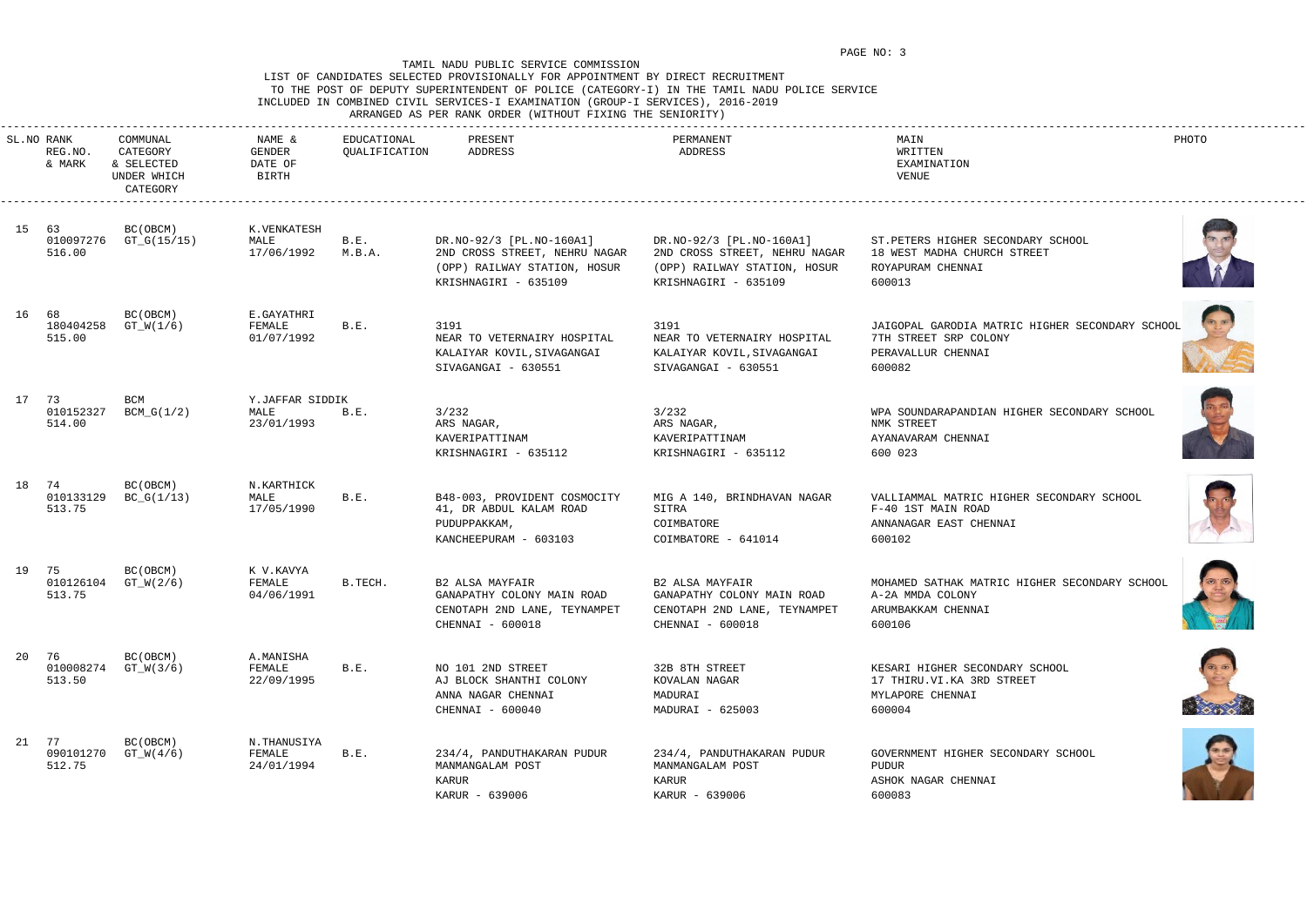TAMIL NADU PUBLIC SERVICE COMMISSION

LIST OF CANDIDATES SELECTED PROVISIONALLY FOR APPOINTMENT BY DIRECT RECRUITMENT

TO THE POST OF DEPUTY SUPERINTENDENT OF POLICE (CATEGORY-I) IN THE TAMIL NADU POLICE SERVICE

INCLUDED IN COMBINED CIVIL SERVICES-I EXAMINATION (GROUP-I SERVICES), 2016-2019

ARRANGED AS PER RANK ORDER (WITHOUT FIXING THE SENIORITY)

| SL.NO | RANK REG.NO. & MARK | COMMUNAL CATEGORY & SELECTED UNDER WHICH CATEGORY | NAME & GENDER DATE OF BIRTH | EDUCATIONAL QUALIFICATION | PRESENT ADDRESS | PERMANENT ADDRESS | MAIN WRITTEN EXAMINATION VENUE | PHOTO |
|---|---|---|---|---|---|---|---|---|
| 15 | 63 010097276 516.00 | BC(OBCM) GT_G(15/15) | K.VENKATESH MALE 17/06/1992 | B.E. M.B.A. | DR.NO-92/3 [PL.NO-160A1] 2ND CROSS STREET, NEHRU NAGAR (OPP) RAILWAY STATION, HOSUR KRISHNAGIRI - 635109 | DR.NO-92/3 [PL.NO-160A1] 2ND CROSS STREET, NEHRU NAGAR (OPP) RAILWAY STATION, HOSUR KRISHNAGIRI - 635109 | ST.PETERS HIGHER SECONDARY SCHOOL 18 WEST MADHA CHURCH STREET ROYAPURAM CHENNAI 600013 | |
| 16 | 68 180404258 515.00 | BC(OBCM) GT_W(1/6) | E.GAYATHRI FEMALE 01/07/1992 | B.E. | 3191 NEAR TO VETERNAIRY HOSPITAL KALAIYAR KOVIL,SIVAGANGAI SIVAGANGAI - 630551 | 3191 NEAR TO VETERNAIRY HOSPITAL KALAIYAR KOVIL,SIVAGANGAI SIVAGANGAI - 630551 | JAIGOPAL GARODIA MATRIC HIGHER SECONDARY SCHOOL 7TH STREET SRP COLONY PERAVALLUR CHENNAI 600082 | |
| 17 | 73 010152327 514.00 | BCM BCM_G(1/2) | Y.JAFFAR SIDDIK MALE 23/01/1993 | B.E. | 3/232 ARS NAGAR, KAVERIPATTINAM KRISHNAGIRI - 635112 | 3/232 ARS NAGAR, KAVERIPATTINAM KRISHNAGIRI - 635112 | WPA SOUNDARAPANDIAN HIGHER SECONDARY SCHOOL NMK STREET AYANAVARAM CHENNAI 600 023 | |
| 18 | 74 010133129 513.75 | BC(OBCM) BC_G(1/13) | N.KARTHICK MALE 17/05/1990 | B.E. | B48-003, PROVIDENT COSMOCITY 41, DR ABDUL KALAM ROAD PUDUPPAKKAM, KANCHEEPURAM - 603103 | MIG A 140, BRINDHAVAN NAGAR SITRA COIMBATORE COIMBATORE - 641014 | VALLIAMMAL MATRIC HIGHER SECONDARY SCHOOL F-40 1ST MAIN ROAD ANNANAGAR EAST CHENNAI 600102 | |
| 19 | 75 010126104 513.75 | BC(OBCM) GT_W(2/6) | K V.KAVYA FEMALE 04/06/1991 | B.TECH. | B2 ALSA MAYFAIR GANAPATHY COLONY MAIN ROAD CENOTAPH 2ND LANE, TEYNAMPET CHENNAI - 600018 | B2 ALSA MAYFAIR GANAPATHY COLONY MAIN ROAD CENOTAPH 2ND LANE, TEYNAMPET CHENNAI - 600018 | MOHAMED SATHAK MATRIC HIGHER SECONDARY SCHOOL A-2A MMDA COLONY ARUMBAKKAM CHENNAI 600106 | |
| 20 | 76 010008274 513.50 | BC(OBCM) GT_W(3/6) | A.MANISHA FEMALE 22/09/1995 | B.E. | NO 101 2ND STREET AJ BLOCK SHANTHI COLONY ANNA NAGAR CHENNAI CHENNAI - 600040 | 32B 8TH STREET KOVALAN NAGAR MADURAI MADURAI - 625003 | KESARI HIGHER SECONDARY SCHOOL 17 THIRU.VI.KA 3RD STREET MYLAPORE CHENNAI 600004 | |
| 21 | 77 090101270 512.75 | BC(OBCM) GT_W(4/6) | N.THANUSIYA FEMALE 24/01/1994 | B.E. | 234/4, PANDUTHAKARAN PUDUR MANMANGALAM POST KARUR KARUR - 639006 | 234/4, PANDUTHAKARAN PUDUR MANMANGALAM POST KARUR KARUR - 639006 | GOVERNMENT HIGHER SECONDARY SCHOOL PUDUR ASHOK NAGAR CHENNAI 600083 | |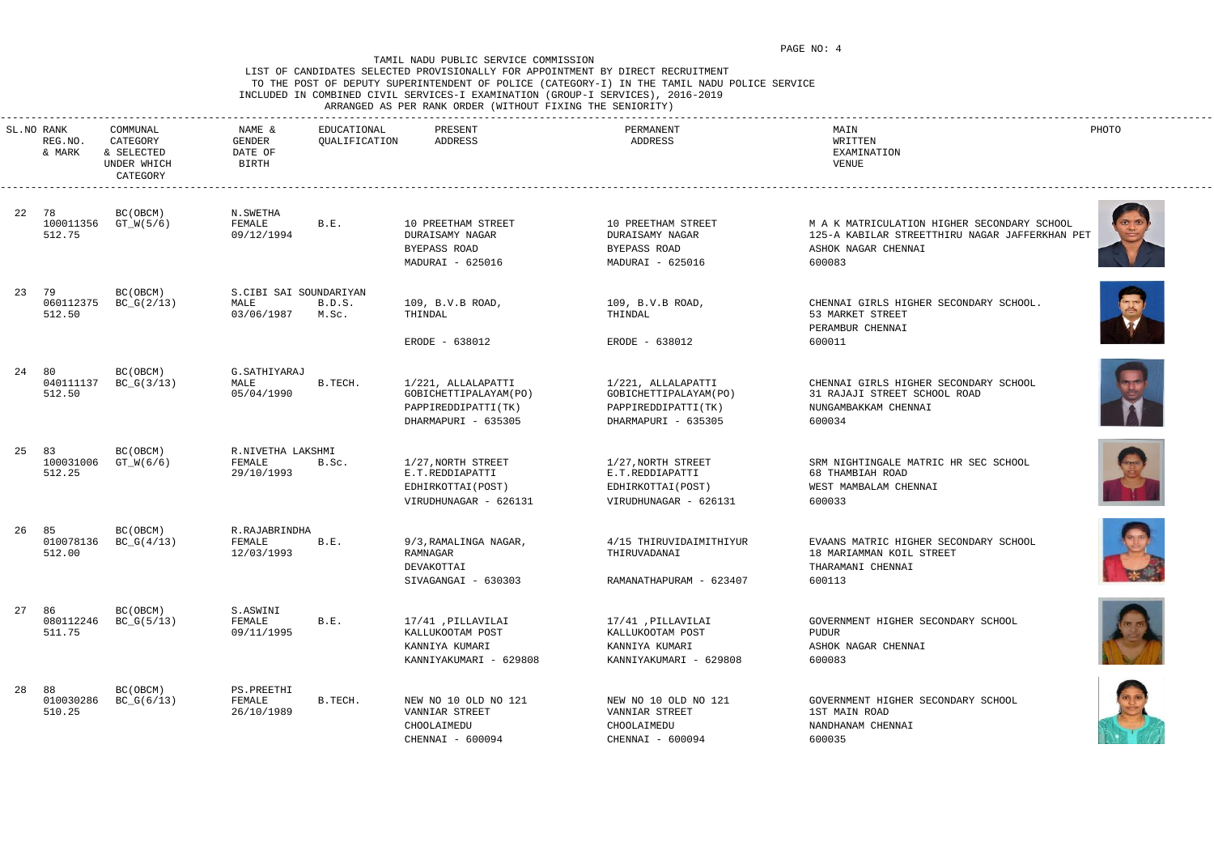TAMIL NADU PUBLIC SERVICE COMMISSION

LIST OF CANDIDATES SELECTED PROVISIONALLY FOR APPOINTMENT BY DIRECT RECRUITMENT
TO THE POST OF DEPUTY SUPERINTENDENT OF POLICE (CATEGORY-I) IN THE TAMIL NADU POLICE SERVICE
INCLUDED IN COMBINED CIVIL SERVICES-I EXAMINATION (GROUP-I SERVICES), 2016-2019
ARRANGED AS PER RANK ORDER (WITHOUT FIXING THE SENIORITY)

| SL.NO | RANK REG.NO. & MARK | COMMUNAL CATEGORY & SELECTED UNDER WHICH CATEGORY | NAME & GENDER DATE OF BIRTH | EDUCATIONAL QUALIFICATION | PRESENT ADDRESS | PERMANENT ADDRESS | MAIN WRITTEN EXAMINATION VENUE | PHOTO |
|---|---|---|---|---|---|---|---|---|
| 22 | 78<br>100011356<br>512.75 | BC(OBCM)<br>GT_W(5/6) | N.SWETHA<br>FEMALE<br>09/12/1994 | B.E. | 10 PREETHAM STREET<br>DURAISAMY NAGAR<br>BYEPASS ROAD<br>MADURAI - 625016 | 10 PREETHAM STREET<br>DURAISAMY NAGAR<br>BYEPASS ROAD<br>MADURAI - 625016 | M A K MATRICULATION HIGHER SECONDARY SCHOOL<br>125-A KABILAR STREETTHIRU NAGAR JAFFERKHAN PET<br>ASHOK NAGAR CHENNAI<br>600083 | |
| 23 | 79<br>060112375<br>512.50 | BC(OBCM)<br>BC_G(2/13) | S.CIBI SAI SOUNDARIYAN<br>MALE<br>03/06/1987 | B.D.S.<br>M.Sc. | 109, B.V.B ROAD,<br>THINDAL<br>ERODE - 638012 | 109, B.V.B ROAD,<br>THINDAL<br>ERODE - 638012 | CHENNAI GIRLS HIGHER SECONDARY SCHOOL.<br>53 MARKET STREET<br>PERAMBUR CHENNAI<br>600011 | |
| 24 | 80<br>040111137<br>512.50 | BC(OBCM)<br>BC_G(3/13) | G.SATHIYARAJ<br>MALE<br>05/04/1990 | B.TECH. | 1/221, ALLALAPATTI<br>GOBICHETTIPALAYAM(PO)<br>PAPPIREDDIPATTI(TK)<br>DHARMAPURI - 635305 | 1/221, ALLALAPATTI<br>GOBICHETTIPALAYAM(PO)<br>PAPPIREDDIPATTI(TK)<br>DHARMAPURI - 635305 | CHENNAI GIRLS HIGHER SECONDARY SCHOOL<br>31 RAJAJI STREET SCHOOL ROAD<br>NUNGAMBAKKAM CHENNAI<br>600034 | |
| 25 | 83<br>100031006<br>512.25 | BC(OBCM)<br>GT_W(6/6) | R.NIVETHA LAKSHMI<br>FEMALE<br>29/10/1993 | B.Sc. | 1/27,NORTH STREET<br>E.T.REDDIAPATTI<br>EDHIRKOTTAI(POST)<br>VIRUDHUNAGAR - 626131 | 1/27,NORTH STREET<br>E.T.REDDIAPATTI<br>EDHIRKOTTAI(POST)<br>VIRUDHUNAGAR - 626131 | SRM NIGHTINGALE MATRIC HR SEC SCHOOL<br>68 THAMBIAH ROAD<br>WEST MAMBALAM CHENNAI<br>600033 | |
| 26 | 85<br>010078136<br>512.00 | BC(OBCM)<br>BC_G(4/13) | R.RAJABRINDHA<br>FEMALE<br>12/03/1993 | B.E. | 9/3,RAMALINGA NAGAR,<br>RAMNAGAR<br>DEVAKOTTAI<br>SIVAGANGAI - 630303 | 4/15 THIRUVIDAIMITHIYUR<br>THIRUVADANAI<br>RAMANATHAPURAM - 623407 | EVAANS MATRIC HIGHER SECONDARY SCHOOL<br>18 MARIAMMAN KOIL STREET<br>THARAMANI CHENNAI<br>600113 | |
| 27 | 86<br>080112246<br>511.75 | BC(OBCM)<br>BC_G(5/13) | S.ASWINI<br>FEMALE<br>09/11/1995 | B.E. | 17/41 ,PILLAVILAI<br>KALLUKOOTAM POST<br>KANNIYA KUMARI<br>KANNIYAKUMARI - 629808 | 17/41 ,PILLAVILAI<br>KALLUKOOTAM POST<br>KANNIYA KUMARI<br>KANNIYAKUMARI - 629808 | GOVERNMENT HIGHER SECONDARY SCHOOL<br>PUDUR<br>ASHOK NAGAR CHENNAI<br>600083 | |
| 28 | 88<br>010030286<br>510.25 | BC(OBCM)<br>BC_G(6/13) | PS.PREETHI<br>FEMALE<br>26/10/1989 | B.TECH. | NEW NO 10 OLD NO 121<br>VANNIAR STREET<br>CHOOLAIMEDU<br>CHENNAI - 600094 | NEW NO 10 OLD NO 121<br>VANNIAR STREET<br>CHOOLAIMEDU<br>CHENNAI - 600094 | GOVERNMENT HIGHER SECONDARY SCHOOL<br>1ST MAIN ROAD<br>NANDHANAM CHENNAI<br>600035 | |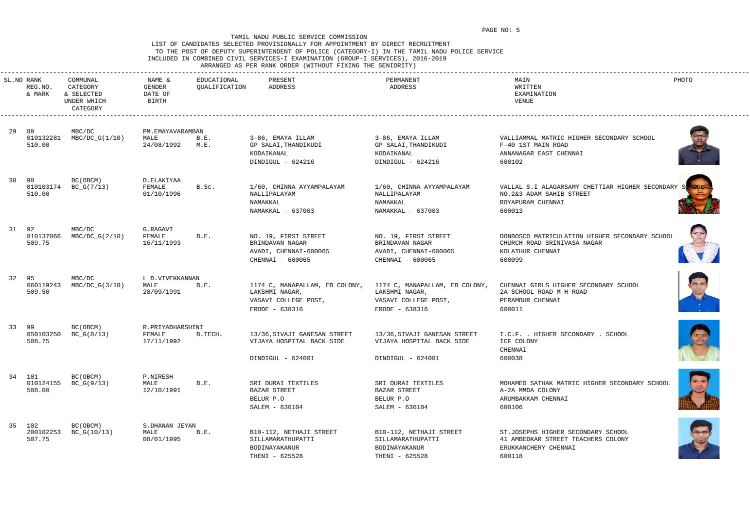TAMIL NADU PUBLIC SERVICE COMMISSION

LIST OF CANDIDATES SELECTED PROVISIONALLY FOR APPOINTMENT BY DIRECT RECRUITMENT
TO THE POST OF DEPUTY SUPERINTENDENT OF POLICE (CATEGORY-I) IN THE TAMIL NADU POLICE SERVICE
INCLUDED IN COMBINED CIVIL SERVICES-I EXAMINATION (GROUP-I SERVICES), 2016-2019
ARRANGED AS PER RANK ORDER (WITHOUT FIXING THE SENIORITY)

| SL.NO | RANK REG.NO. & MARK | COMMUNAL CATEGORY & SELECTED UNDER WHICH CATEGORY | NAME & GENDER DATE OF BIRTH | EDUCATIONAL QUALIFICATION | PRESENT ADDRESS | PERMANENT ADDRESS | MAIN WRITTEN EXAMINATION VENUE | PHOTO |
|---|---|---|---|---|---|---|---|---|
| 29 | 89<br>010132281<br>510.00 | MBC/DC<br>MBC/DC_G(1/10) | PM.EMAYAVARAMBAN<br>MALE<br>24/08/1992 | B.E.<br>M.E. | 3-86, EMAYA ILLAM<br>GP SALAI,THANDIKUDI<br>KODAIKANAL<br>DINDIGUL - 624216 | 3-86, EMAYA ILLAM<br>GP SALAI,THANDIKUDI<br>KODAIKANAL<br>DINDIGUL - 624216 | VALLIAMMAL MATRIC HIGHER SECONDARY SCHOOL<br>F-40 1ST MAIN ROAD<br>ANNANAGAR EAST CHENNAI<br>600102 | |
| 30 | 90<br>010103174<br>510.00 | BC(OBCM)<br>BC_G(7/13) | D.ELAKIYAA<br>FEMALE<br>01/10/1996 | B.Sc. | 1/60, CHINNA AYYAMPALAYAM<br>NALLIPALAYAM<br>NAMAKKAL<br>NAMAKKAL - 637003 | 1/60, CHINNA AYYAMPALAYAM<br>NALLIPALAYAM<br>NAMAKKAL<br>NAMAKKAL - 637003 | VALLAL S.I ALAGARSAMY CHETTIAR HIGHER SECONDARY SCHOOL<br>NO.2&3 ADAM SAHIB STREET<br>ROYAPURAM CHENNAI<br>600013 | |
| 31 | 92<br>010137066<br>509.75 | MBC/DC<br>MBC/DC_G(2/10) | G.RAGAVI<br>FEMALE<br>16/11/1993 | B.E. | NO. 19, FIRST STREET<br>BRINDAVAN NAGAR<br>AVADI, CHENNAI-600065<br>CHENNAI - 600065 | NO. 19, FIRST STREET<br>BRINDAVAN NAGAR<br>AVADI, CHENNAI-600065<br>CHENNAI - 600065 | DONBOSCO MATRICULATION HIGHER SECONDARY SCHOOL<br>CHURCH ROAD SRINIVASA NAGAR<br>KOLATHUR CHENNAI<br>600099 | |
| 32 | 95<br>060119243<br>509.50 | MBC/DC<br>MBC/DC_G(3/10) | L D.VIVEKKANNAN<br>MALE<br>28/09/1991 | B.E. | 1174 C, MANAPALLAM, EB COLONY,<br>LAKSHMI NAGAR,<br>VASAVI COLLEGE POST,<br>ERODE - 638316 | 1174 C, MANAPALLAM, EB COLONY,<br>LAKSHMI NAGAR,<br>VASAVI COLLEGE POST,<br>ERODE - 638316 | CHENNAI GIRLS HIGHER SECONDARY SCHOOL<br>2A SCHOOL ROAD M H ROAD<br>PERAMBUR CHENNAI<br>600011 | |
| 33 | 99<br>050103250<br>508.75 | BC(OBCM)<br>BC_G(8/13) | R.PRIYADHARSHINI<br>FEMALE<br>17/11/1992 | B.TECH. | 13/36,SIVAJI GANESAN STREET<br>VIJAYA HOSPITAL BACK SIDE<br>DINDIGUL - 624001 | 13/36,SIVAJI GANESAN STREET<br>VIJAYA HOSPITAL BACK SIDE<br>DINDIGUL - 624001 | I.C.F. . HIGHER SECONDARY . SCHOOL<br>ICF COLONY<br>CHENNAI<br>600038 | |
| 34 | 101<br>010124155<br>508.00 | BC(OBCM)<br>BC_G(9/13) | P.NIRESH<br>MALE<br>12/10/1991 | B.E. | SRI DURAI TEXTILES<br>BAZAR STREET<br>BELUR P.O<br>SALEM - 636104 | SRI DURAI TEXTILES<br>BAZAR STREET<br>BELUR P.O<br>SALEM - 636104 | MOHAMED SATHAK MATRIC HIGHER SECONDARY SCHOOL<br>A-2A MMDA COLONY<br>ARUMBAKKAM CHENNAI<br>600106 | |
| 35 | 102<br>200102253<br>507.75 | BC(OBCM)<br>BC_G(10/13) | S.DHANAN JEYAN<br>MALE<br>08/01/1995 | B.E. | B10-112, NETHAJI STREET<br>SILLAMARATHUPATTI<br>BODINAYAKANUR<br>THENI - 625528 | B10-112, NETHAJI STREET<br>SILLAMARATHUPATTI<br>BODINAYAKANUR<br>THENI - 625528 | ST.JOSEPHS HIGHER SECONDARY SCHOOL<br>41 AMBEDKAR STREET TEACHERS COLONY<br>ERUKKANCHERY CHENNAI<br>600118 | |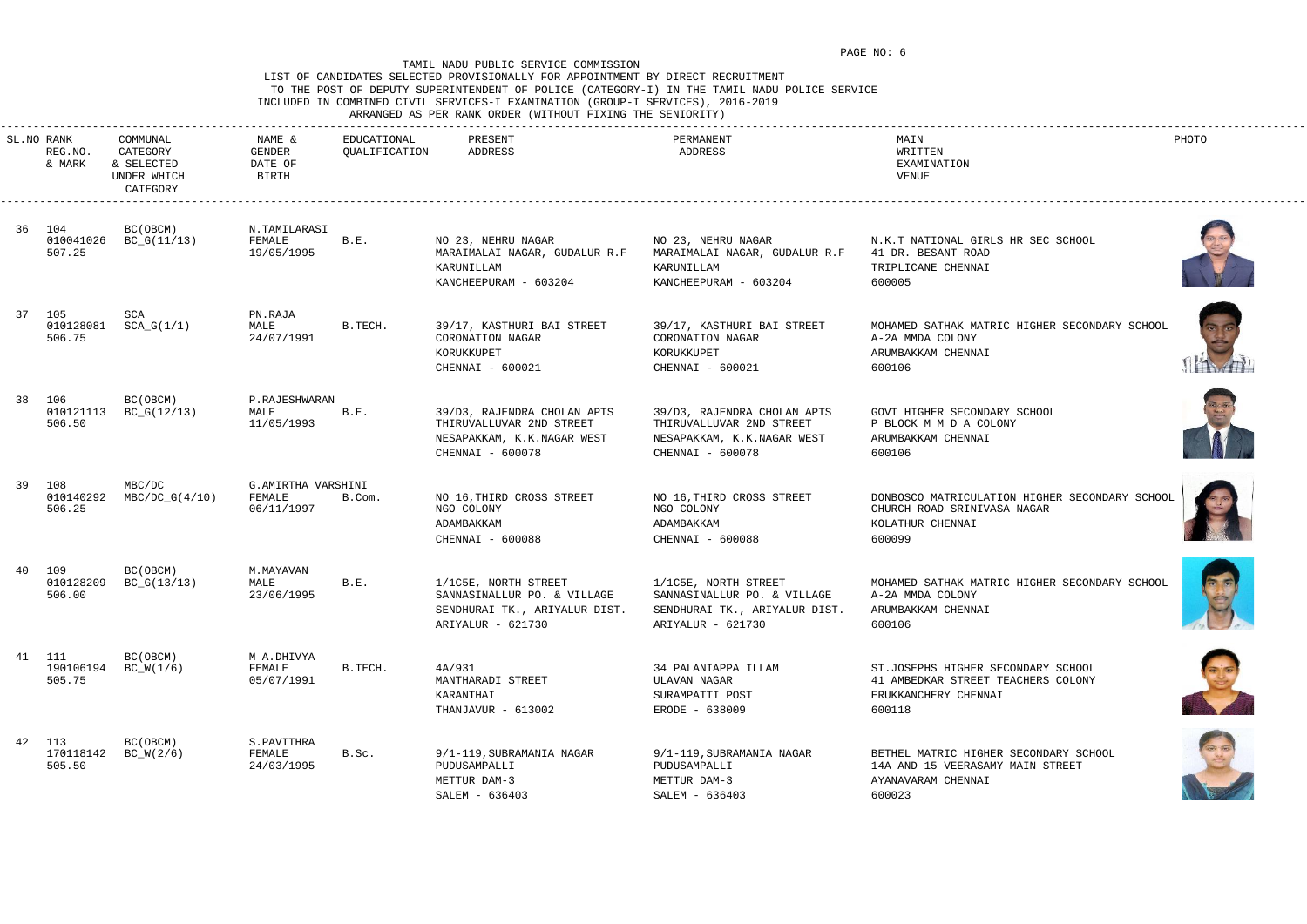TAMIL NADU PUBLIC SERVICE COMMISSION

LIST OF CANDIDATES SELECTED PROVISIONALLY FOR APPOINTMENT BY DIRECT RECRUITMENT TO THE POST OF DEPUTY SUPERINTENDENT OF POLICE (CATEGORY-I) IN THE TAMIL NADU POLICE SERVICE INCLUDED IN COMBINED CIVIL SERVICES-I EXAMINATION (GROUP-I SERVICES), 2016-2019

ARRANGED AS PER RANK ORDER (WITHOUT FIXING THE SENIORITY)

| SL.NO | RANK REG.NO. & MARK | COMMUNAL CATEGORY & SELECTED UNDER WHICH CATEGORY | NAME & GENDER DATE OF BIRTH | EDUCATIONAL QUALIFICATION | PRESENT ADDRESS | PERMANENT ADDRESS | MAIN WRITTEN EXAMINATION VENUE | PHOTO |
|---|---|---|---|---|---|---|---|---|
| 36 | 104<br>010041026<br>507.25 | BC(OBCM)<br>BC_G(11/13) | N.TAMILARASI<br>FEMALE<br>19/05/1995 | B.E. | NO 23, NEHRU NAGAR<br>MARAIMALAI NAGAR, GUDALUR R.F<br>KARUNILLAM<br>KANCHEEPURAM - 603204 | NO 23, NEHRU NAGAR<br>MARAIMALAI NAGAR, GUDALUR R.F<br>KARUNILLAM<br>KANCHEEPURAM - 603204 | N.K.T NATIONAL GIRLS HR SEC SCHOOL<br>41 DR. BESANT ROAD<br>TRIPLICANE CHENNAI<br>600005 | |
| 37 | 105<br>010128081<br>506.75 | SCA<br>SCA_G(1/1) | PN.RAJA<br>MALE<br>24/07/1991 | B.TECH. | 39/17, KASTHURI BAI STREET<br>CORONATION NAGAR<br>KORUKKUPET<br>CHENNAI - 600021 | 39/17, KASTHURI BAI STREET<br>CORONATION NAGAR<br>KORUKKUPET<br>CHENNAI - 600021 | MOHAMED SATHAK MATRIC HIGHER SECONDARY SCHOOL<br>A-2A MMDA COLONY<br>ARUMBAKKAM CHENNAI<br>600106 | |
| 38 | 106<br>010121113<br>506.50 | BC(OBCM)<br>BC_G(12/13) | P.RAJESHWARAN<br>MALE<br>11/05/1993 | B.E. | 39/D3, RAJENDRA CHOLAN APTS<br>THIRUVALLUVAR 2ND STREET<br>NESAPAKKAM, K.K.NAGAR WEST<br>CHENNAI - 600078 | 39/D3, RAJENDRA CHOLAN APTS<br>THIRUVALLUVAR 2ND STREET<br>NESAPAKKAM, K.K.NAGAR WEST<br>CHENNAI - 600078 | GOVT HIGHER SECONDARY SCHOOL<br>P BLOCK M M D A COLONY<br>ARUMBAKKAM CHENNAI<br>600106 | |
| 39 | 108<br>010140292<br>506.25 | MBC/DC<br>MBC/DC_G(4/10) | G.AMIRTHA VARSHINI<br>FEMALE<br>06/11/1997 | B.Com. | NO 16,THIRD CROSS STREET<br>NGO COLONY<br>ADAMBAKKAM<br>CHENNAI - 600088 | NO 16,THIRD CROSS STREET<br>NGO COLONY<br>ADAMBAKKAM<br>CHENNAI - 600088 | DONBOSCO MATRICULATION HIGHER SECONDARY SCHOOL<br>CHURCH ROAD SRINIVASA NAGAR<br>KOLATHUR CHENNAI<br>600099 | |
| 40 | 109<br>010128209<br>506.00 | BC(OBCM)<br>BC_G(13/13) | M.MAYAVAN<br>MALE<br>23/06/1995 | B.E. | 1/1C5E, NORTH STREET<br>SANNASINALLUR PO. & VILLAGE<br>SENDHURAI TK., ARIYALUR DIST.<br>ARIYALUR - 621730 | 1/1C5E, NORTH STREET<br>SANNASINALLUR PO. & VILLAGE<br>SENDHURAI TK., ARIYALUR DIST.<br>ARIYALUR - 621730 | MOHAMED SATHAK MATRIC HIGHER SECONDARY SCHOOL<br>A-2A MMDA COLONY<br>ARUMBAKKAM CHENNAI<br>600106 | |
| 41 | 111<br>190106194<br>505.75 | BC(OBCM)<br>BC_W(1/6) | M A.DHIVYA<br>FEMALE<br>05/07/1991 | B.TECH. | 4A/931<br>MANTHARADI STREET<br>KARANTHAI<br>THANJAVUR - 613002 | 34 PALANIAPPA ILLAM<br>ULAVAN NAGAR<br>SURAMPATTI POST<br>ERODE - 638009 | ST.JOSEPHS HIGHER SECONDARY SCHOOL<br>41 AMBEDKAR STREET TEACHERS COLONY<br>ERUKKANCHERY CHENNAI<br>600118 | |
| 42 | 113<br>170118142<br>505.50 | BC(OBCM)<br>BC_W(2/6) | S.PAVITHRA<br>FEMALE<br>24/03/1995 | B.Sc. | 9/1-119,SUBRAMANIA NAGAR<br>PUDUSAMPALLI<br>METTUR DAM-3<br>SALEM - 636403 | 9/1-119,SUBRAMANIA NAGAR<br>PUDUSAMPALLI<br>METTUR DAM-3<br>SALEM - 636403 | BETHEL MATRIC HIGHER SECONDARY SCHOOL<br>14A AND 15 VEERASAMY MAIN STREET<br>AYANAVARAM CHENNAI<br>600023 | |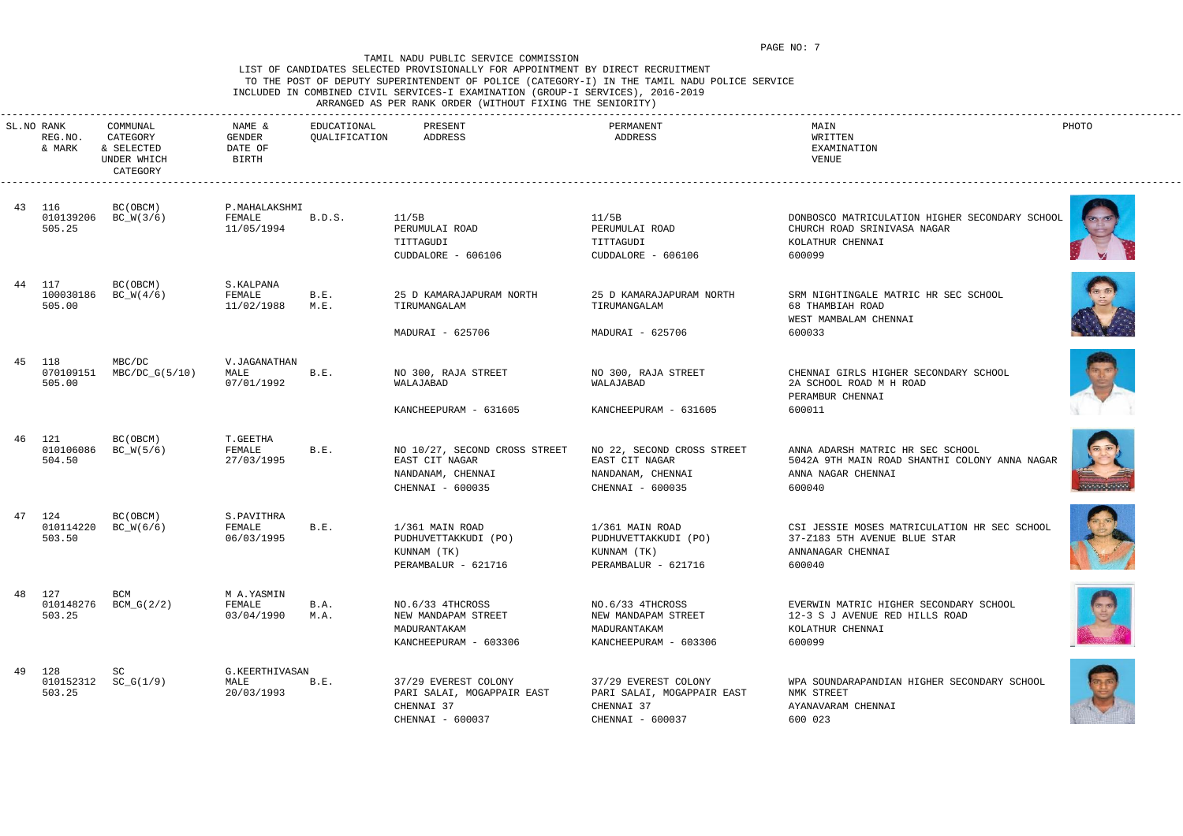TAMIL NADU PUBLIC SERVICE COMMISSION

LIST OF CANDIDATES SELECTED PROVISIONALLY FOR APPOINTMENT BY DIRECT RECRUITMENT
TO THE POST OF DEPUTY SUPERINTENDENT OF POLICE (CATEGORY-I) IN THE TAMIL NADU POLICE SERVICE
INCLUDED IN COMBINED CIVIL SERVICES-I EXAMINATION (GROUP-I SERVICES), 2016-2019
ARRANGED AS PER RANK ORDER (WITHOUT FIXING THE SENIORITY)

| SL.NO | RANK REG.NO. & MARK | COMMUNAL CATEGORY & SELECTED UNDER WHICH CATEGORY | NAME & GENDER DATE OF BIRTH | EDUCATIONAL QUALIFICATION | PRESENT ADDRESS | PERMANENT ADDRESS | MAIN WRITTEN EXAMINATION VENUE | PHOTO |
|---|---|---|---|---|---|---|---|---|
| 43 | 116 010139206 505.25 | BC(OBCM) BC_W(3/6) | P.MAHALAKSHMI FEMALE 11/05/1994 | B.D.S. | 11/5B PERUMULAI ROAD TITTAGUDI CUDDALORE - 606106 | 11/5B PERUMULAI ROAD TITTAGUDI CUDDALORE - 606106 | DONBOSCO MATRICULATION HIGHER SECONDARY SCHOOL CHURCH ROAD SRINIVASA NAGAR KOLATHUR CHENNAI 600099 | |
| 44 | 117 100030186 505.00 | BC(OBCM) BC_W(4/6) | S.KALPANA FEMALE 11/02/1988 | B.E. M.E. | 25 D KAMARAJAPURAM NORTH TIRUMANGALAM MADURAI - 625706 | 25 D KAMARAJAPURAM NORTH TIRUMANGALAM MADURAI - 625706 | SRM NIGHTINGALE MATRIC HR SEC SCHOOL 68 THAMBIAH ROAD WEST MAMBALAM CHENNAI 600033 | |
| 45 | 118 070109151 505.00 | MBC/DC MBC/DC_G(5/10) | V.JAGANATHAN MALE 07/01/1992 | B.E. | NO 300, RAJA STREET WALAJABAD KANCHEEPURAM - 631605 | NO 300, RAJA STREET WALAJABAD KANCHEEPURAM - 631605 | CHENNAI GIRLS HIGHER SECONDARY SCHOOL 2A SCHOOL ROAD M H ROAD PERAMBUR CHENNAI 600011 | |
| 46 | 121 010106086 504.50 | BC(OBCM) BC_W(5/6) | T.GEETHA FEMALE 27/03/1995 | B.E. | NO 10/27, SECOND CROSS STREET EAST CIT NAGAR NANDANAM, CHENNAI CHENNAI - 600035 | NO 22, SECOND CROSS STREET EAST CIT NAGAR NANDANAM, CHENNAI CHENNAI - 600035 | ANNA ADARSH MATRIC HR SEC SCHOOL 5042A 9TH MAIN ROAD SHANTHI COLONY ANNA NAGAR ANNA NAGAR CHENNAI 600040 | |
| 47 | 124 010114220 503.50 | BC(OBCM) BC_W(6/6) | S.PAVITHRA FEMALE 06/03/1995 | B.E. | 1/361 MAIN ROAD PUDHUVETTAKKUDI (PO) KUNNAM (TK) PERAMBALUR - 621716 | 1/361 MAIN ROAD PUDHUVETTAKKUDI (PO) KUNNAM (TK) PERAMBALUR - 621716 | CSI JESSIE MOSES MATRICULATION HR SEC SCHOOL 37-Z183 5TH AVENUE BLUE STAR ANNANAGAR CHENNAI 600040 | |
| 48 | 127 010148276 503.25 | BCM BCM_G(2/2) | M A.YASMIN FEMALE 03/04/1990 | B.A. M.A. | NO.6/33 4THCROSS NEW MANDAPAM STREET MADURANTAKAM KANCHEEPURAM - 603306 | NO.6/33 4THCROSS NEW MANDAPAM STREET MADURANTAKAM KANCHEEPURAM - 603306 | EVERWIN MATRIC HIGHER SECONDARY SCHOOL 12-3 S J AVENUE RED HILLS ROAD KOLATHUR CHENNAI 600099 | |
| 49 | 128 010152312 503.25 | SC SC_G(1/9) | G.KEERTHIVASAN MALE 20/03/1993 | B.E. | 37/29 EVEREST COLONY PARI SALAI, MOGAPPAIR EAST CHENNAI 37 CHENNAI - 600037 | 37/29 EVEREST COLONY PARI SALAI, MOGAPPAIR EAST CHENNAI 37 CHENNAI - 600037 | WPA SOUNDARAPANDIAN HIGHER SECONDARY SCHOOL NMK STREET AYANAVARAM CHENNAI 600 023 | |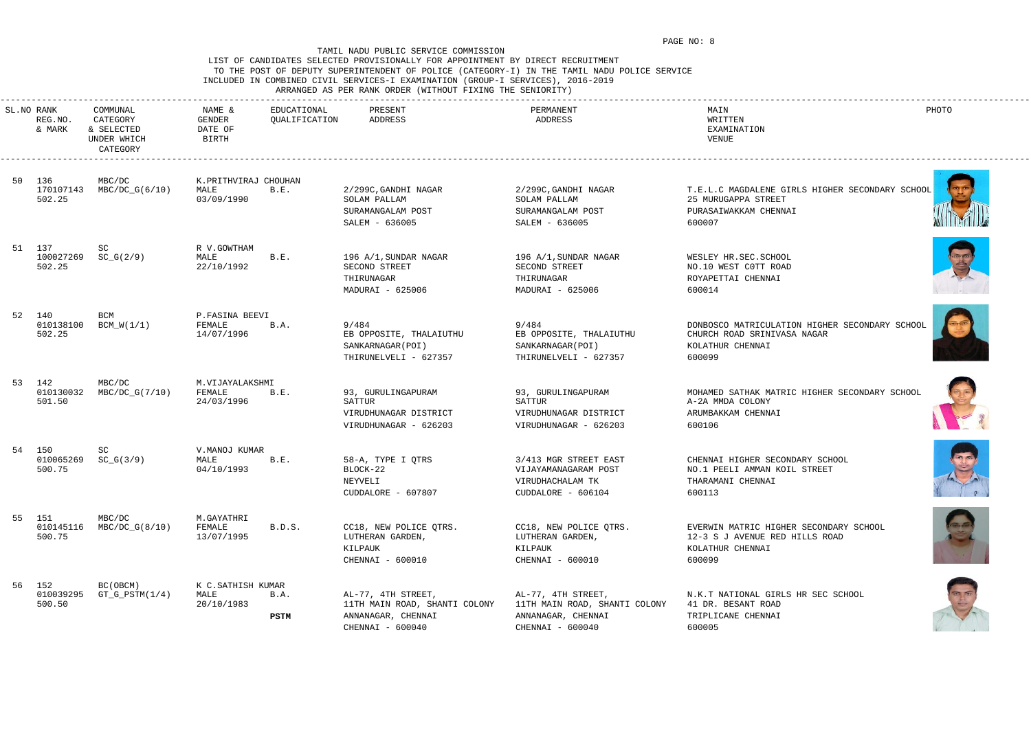TAMIL NADU PUBLIC SERVICE COMMISSION

LIST OF CANDIDATES SELECTED PROVISIONALLY FOR APPOINTMENT BY DIRECT RECRUITMENT

TO THE POST OF DEPUTY SUPERINTENDENT OF POLICE (CATEGORY-I) IN THE TAMIL NADU POLICE SERVICE

INCLUDED IN COMBINED CIVIL SERVICES-I EXAMINATION (GROUP-I SERVICES), 2016-2019

ARRANGED AS PER RANK ORDER (WITHOUT FIXING THE SENIORITY)

| SL.NO | RANK REG.NO. & MARK | COMMUNAL CATEGORY & SELECTED UNDER WHICH CATEGORY | NAME & GENDER DATE OF BIRTH | EDUCATIONAL QUALIFICATION | PRESENT ADDRESS | PERMANENT ADDRESS | MAIN WRITTEN EXAMINATION VENUE | PHOTO |
|---|---|---|---|---|---|---|---|---|
| 50 | 136<br>170107143<br>502.25 | MBC/DC<br>MBC/DC_G(6/10) | K.PRITHVIRAJ CHOUHAN<br>MALE<br>03/09/1990 | B.E. | 2/299C,GANDHI NAGAR<br>SOLAM PALLAM<br>SURAMANGALAM POST<br>SALEM - 636005 | 2/299C,GANDHI NAGAR<br>SOLAM PALLAM<br>SURAMANGALAM POST<br>SALEM - 636005 | T.E.L.C MAGDALENE GIRLS HIGHER SECONDARY SCHOOL<br>25 MURUGAPPA STREET<br>PURASAIWAKKAM CHENNAI<br>600007 | |
| 51 | 137<br>100027269<br>502.25 | SC<br>SC_G(2/9) | R V.GOWTHAM<br>MALE<br>22/10/1992 | B.E. | 196 A/1,SUNDAR NAGAR<br>SECOND STREET<br>THIRUNAGAR<br>MADURAI - 625006 | 196 A/1,SUNDAR NAGAR<br>SECOND STREET<br>THIRUNAGAR<br>MADURAI - 625006 | WESLEY HR.SEC.SCHOOL<br>NO.10 WEST COTT ROAD<br>ROYAPETTAI CHENNAI<br>600014 | |
| 52 | 140<br>010138100<br>502.25 | BCM<br>BCM_W(1/1) | P.FASINA BEEVI<br>FEMALE<br>14/07/1996 | B.A. | 9/484<br>EB OPPOSITE, THALAIUTHU<br>SANKARNAGAR(POI)<br>THIRUNELVELI - 627357 | 9/484<br>EB OPPOSITE, THALAIUTHU<br>SANKARNAGAR(POI)<br>THIRUNELVELI - 627357 | DONBOSCO MATRICULATION HIGHER SECONDARY SCHOOL<br>CHURCH ROAD SRINIVASA NAGAR<br>KOLATHUR CHENNAI<br>600099 | |
| 53 | 142<br>010130032<br>501.50 | MBC/DC<br>MBC/DC_G(7/10) | M.VIJAYALAKSHMI<br>FEMALE<br>24/03/1996 | B.E. | 93, GURULINGAPURAM<br>SATTUR<br>VIRUDHUNAGAR DISTRICT<br>VIRUDHUNAGAR - 626203 | 93, GURULINGAPURAM<br>SATTUR<br>VIRUDHUNAGAR DISTRICT<br>VIRUDHUNAGAR - 626203 | MOHAMED SATHAK MATRIC HIGHER SECONDARY SCHOOL<br>A-2A MMDA COLONY<br>ARUMBAKKAM CHENNAI<br>600106 | |
| 54 | 150<br>010065269<br>500.75 | SC<br>SC_G(3/9) | V.MANOJ KUMAR<br>MALE<br>04/10/1993 | B.E. | 58-A, TYPE I QTRS<br>BLOCK-22<br>NEYVELI<br>CUDDALORE - 607807 | 3/413 MGR STREET EAST<br>VIJAYAMANAGARAM POST<br>VIRUDHACHALAM TK<br>CUDDALORE - 606104 | CHENNAI HIGHER SECONDARY SCHOOL<br>NO.1 PEELI AMMAN KOIL STREET<br>THARAMANI CHENNAI<br>600113 | |
| 55 | 151<br>010145116<br>500.75 | MBC/DC<br>MBC/DC_G(8/10) | M.GAYATHRI<br>FEMALE<br>13/07/1995 | B.D.S. | CC18, NEW POLICE QTRS.<br>LUTHERAN GARDEN,<br>KILPAUK<br>CHENNAI - 600010 | CC18, NEW POLICE QTRS.<br>LUTHERAN GARDEN,<br>KILPAUK<br>CHENNAI - 600010 | EVERWIN MATRIC HIGHER SECONDARY SCHOOL<br>12-3 S J AVENUE RED HILLS ROAD<br>KOLATHUR CHENNAI<br>600099 | |
| 56 | 152<br>010039295<br>500.50 | BC(OBCM)<br>GT_G_PSTM(1/4) | K C.SATHISH KUMAR<br>MALE<br>20/10/1983 | B.A.<br>**PSTM** | AL-77, 4TH STREET,<br>11TH MAIN ROAD, SHANTI COLONY<br>ANNANAGAR, CHENNAI<br>CHENNAI - 600040 | AL-77, 4TH STREET,<br>11TH MAIN ROAD, SHANTI COLONY<br>ANNANAGAR, CHENNAI<br>CHENNAI - 600040 | N.K.T NATIONAL GIRLS HR SEC SCHOOL<br>41 DR. BESANT ROAD<br>TRIPLICANE CHENNAI<br>600005 | |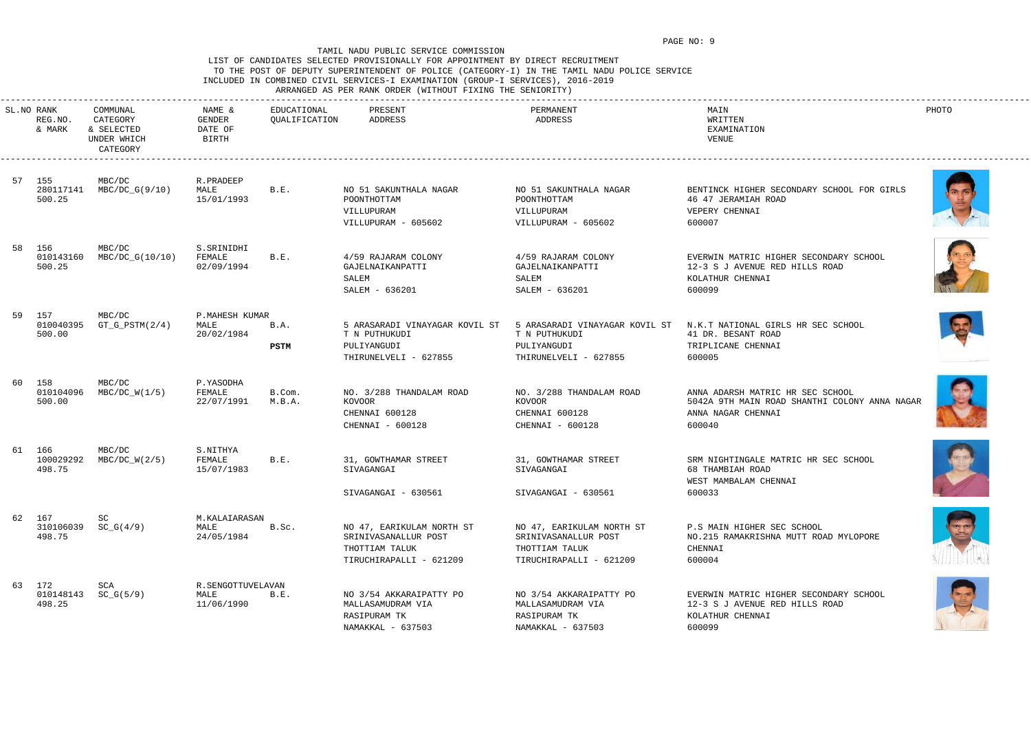TAMIL NADU PUBLIC SERVICE COMMISSION

LIST OF CANDIDATES SELECTED PROVISIONALLY FOR APPOINTMENT BY DIRECT RECRUITMENT
TO THE POST OF DEPUTY SUPERINTENDENT OF POLICE (CATEGORY-I) IN THE TAMIL NADU POLICE SERVICE
INCLUDED IN COMBINED CIVIL SERVICES-I EXAMINATION (GROUP-I SERVICES), 2016-2019
ARRANGED AS PER RANK ORDER (WITHOUT FIXING THE SENIORITY)

| SL.NO | RANK REG.NO. & MARK | COMMUNAL CATEGORY & SELECTED UNDER WHICH CATEGORY | NAME & GENDER DATE OF BIRTH | EDUCATIONAL QUALIFICATION | PRESENT ADDRESS | PERMANENT ADDRESS | MAIN WRITTEN EXAMINATION VENUE | PHOTO |
|---|---|---|---|---|---|---|---|---|
| 57 | 155 280117141 500.25 | MBC/DC MBC/DC_G(9/10) | R.PRADEEP MALE 15/01/1993 | B.E. | NO 51 SAKUNTHALA NAGAR POONTHOTTAM VILLUPURAM VILLUPURAM - 605602 | NO 51 SAKUNTHALA NAGAR POONTHOTTAM VILLUPURAM VILLUPURAM - 605602 | BENTINCK HIGHER SECONDARY SCHOOL FOR GIRLS 46 47 JERAMIAH ROAD VEPERY CHENNAI 600007 | |
| 58 | 156 010143160 500.25 | MBC/DC MBC/DC_G(10/10) | S.SRINIDHI FEMALE 02/09/1994 | B.E. | 4/59 RAJARAM COLONY GAJELNAIKANPATTI SALEM SALEM - 636201 | 4/59 RAJARAM COLONY GAJELNAIKANPATTI SALEM SALEM - 636201 | EVERWIN MATRIC HIGHER SECONDARY SCHOOL 12-3 S J AVENUE RED HILLS ROAD KOLATHUR CHENNAI 600099 | |
| 59 | 157 010040395 500.00 | MBC/DC GT_G_PSTM(2/4) | P.MAHESH KUMAR MALE 20/02/1984 | B.A. **PSTM** | 5 ARASARADI VINAYAGAR KOVIL ST T N PUTHUKUDI PULIYANGUDI THIRUNELVELI - 627855 | 5 ARASARADI VINAYAGAR KOVIL ST T N PUTHUKUDI PULIYANGUDI THIRUNELVELI - 627855 | N.K.T NATIONAL GIRLS HR SEC SCHOOL 41 DR. BESANT ROAD TRIPLICANE CHENNAI 600005 | |
| 60 | 158 010104096 500.00 | MBC/DC MBC/DC_W(1/5) | P.YASODHA FEMALE 22/07/1991 | B.Com. M.B.A. | NO. 3/288 THANDALAM ROAD KOVOOR CHENNAI 600128 CHENNAI - 600128 | NO. 3/288 THANDALAM ROAD KOVOOR CHENNAI 600128 CHENNAI - 600128 | ANNA ADARSH MATRIC HR SEC SCHOOL 5042A 9TH MAIN ROAD SHANTHI COLONY ANNA NAGAR ANNA NAGAR CHENNAI 600040 | |
| 61 | 166 100029292 498.75 | MBC/DC MBC/DC_W(2/5) | S.NITHYA FEMALE 15/07/1983 | B.E. | 31, GOWTHAMAR STREET SIVAGANGAI SIVAGANGAI - 630561 | 31, GOWTHAMAR STREET SIVAGANGAI SIVAGANGAI - 630561 | SRM NIGHTINGALE MATRIC HR SEC SCHOOL 68 THAMBIAH ROAD WEST MAMBALAM CHENNAI 600033 | |
| 62 | 167 310106039 498.75 | SC SC_G(4/9) | M.KALAIARASAN MALE 24/05/1984 | B.Sc. | NO 47, EARIKULAM NORTH ST SRINIVASANALLUR POST THOTTIAM TALUK TIRUCHIRAPALLI - 621209 | NO 47, EARIKULAM NORTH ST SRINIVASANALLUR POST THOTTIAM TALUK TIRUCHIRAPALLI - 621209 | P.S MAIN HIGHER SEC SCHOOL NO.215 RAMAKRISHNA MUTT ROAD MYLOPORE CHENNAI 600004 | |
| 63 | 172 010148143 498.25 | SCA SC_G(5/9) | R.SENGOTTUVELAVAN MALE 11/06/1990 | B.E. | NO 3/54 AKKARAIPATTY PO MALLASAMUDRAM VIA RASIPURAM TK NAMAKKAL - 637503 | NO 3/54 AKKARAIPATTY PO MALLASAMUDRAM VIA RASIPURAM TK NAMAKKAL - 637503 | EVERWIN MATRIC HIGHER SECONDARY SCHOOL 12-3 S J AVENUE RED HILLS ROAD KOLATHUR CHENNAI 600099 | |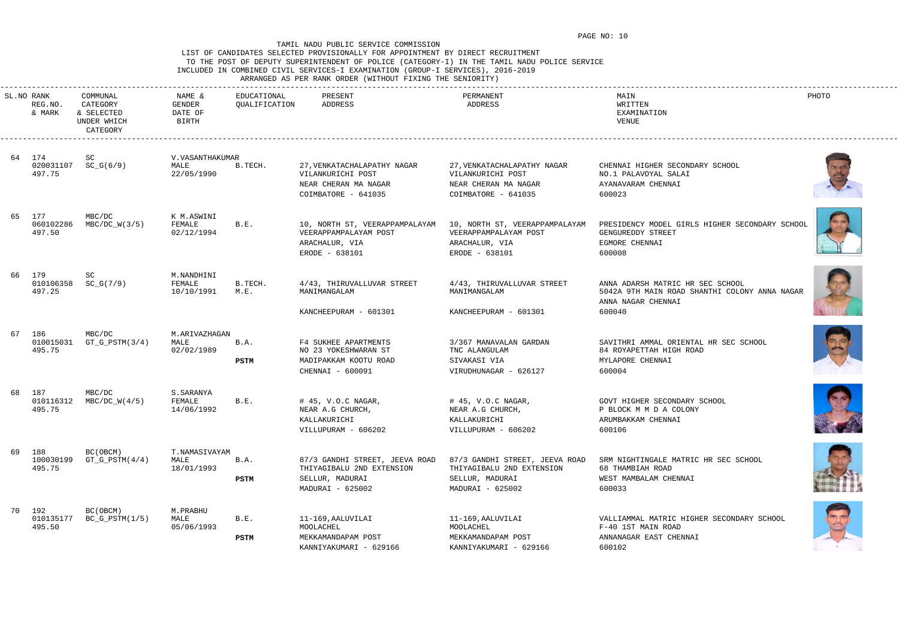TAMIL NADU PUBLIC SERVICE COMMISSION

LIST OF CANDIDATES SELECTED PROVISIONALLY FOR APPOINTMENT BY DIRECT RECRUITMENT
TO THE POST OF DEPUTY SUPERINTENDENT OF POLICE (CATEGORY-I) IN THE TAMIL NADU POLICE SERVICE
INCLUDED IN COMBINED CIVIL SERVICES-I EXAMINATION (GROUP-I SERVICES), 2016-2019
ARRANGED AS PER RANK ORDER (WITHOUT FIXING THE SENIORITY)

| SL.NO | RANK REG.NO. & MARK | COMMUNAL CATEGORY & SELECTED UNDER WHICH CATEGORY | NAME & GENDER DATE OF BIRTH | EDUCATIONAL QUALIFICATION | PRESENT ADDRESS | PERMANENT ADDRESS | MAIN WRITTEN EXAMINATION VENUE | PHOTO |
|---|---|---|---|---|---|---|---|---|
| 64 | 174 020031107 497.75 | SC SC_G(6/9) | V.VASANTHAKUMAR MALE 22/05/1990 | B.TECH. | 27,VENKATACHALAPATHY NAGAR VILANKURICHI POST NEAR CHERAN MA NAGAR COIMBATORE - 641035 | 27,VENKATACHALAPATHY NAGAR VILANKURICHI POST NEAR CHERAN MA NAGAR COIMBATORE - 641035 | CHENNAI HIGHER SECONDARY SCHOOL NO.1 PALAVOYAL SALAI AYANAVARAM CHENNAI 600023 | |
| 65 | 177 060102286 497.50 | MBC/DC MBC/DC_W(3/5) | K M.ASWINI FEMALE 02/12/1994 | B.E. | 10, NORTH ST, VEERAPPAMPALAYAM VEERAPPAMPALAYAM POST ARACHALUR, VIA ERODE - 638101 | 10, NORTH ST, VEERAPPAMPALAYAM VEERAPPAMPALAYAM POST ARACHALUR, VIA ERODE - 638101 | PRESIDENCY MODEL GIRLS HIGHER SECONDARY SCHOOL GENGUREDDY STREET EGMORE CHENNAI 600008 | |
| 66 | 179 010106358 497.25 | SC SC_G(7/9) | M.NANDHINI FEMALE 10/10/1991 | B.TECH. M.E. | 4/43, THIRUVALLUVAR STREET MANIMANGALAM KANCHEEPURAM - 601301 | 4/43, THIRUVALLUVAR STREET MANIMANGALAM KANCHEEPURAM - 601301 | ANNA ADARSH MATRIC HR SEC SCHOOL 5042A 9TH MAIN ROAD SHANTHI COLONY ANNA NAGAR ANNA NAGAR CHENNAI 600040 | |
| 67 | 186 010015031 495.75 | MBC/DC GT_G_PSTM(3/4) | M.ARIVAZHAGAN MALE 02/02/1989 | B.A. **PSTM** | F4 SUKHEE APARTMENTS NO 23 YOKESHWARAN ST MADIPAKKAM KOOTU ROAD CHENNAI - 600091 | 3/367 MANAVALAN GARDAN TNC ALANGULAM SIVAKASI VIA VIRUDHUNAGAR - 626127 | SAVITHRI AMMAL ORIENTAL HR SEC SCHOOL 84 ROYAPETTAH HIGH ROAD MYLAPORE CHENNAI 600004 | |
| 68 | 187 010116312 495.75 | MBC/DC MBC/DC_W(4/5) | S.SARANYA FEMALE 14/06/1992 | B.E. | # 45, V.O.C NAGAR, NEAR A.G CHURCH, KALLAKURICHI VILLUPURAM - 606202 | # 45, V.O.C NAGAR, NEAR A.G CHURCH, KALLAKURICHI VILLUPURAM - 606202 | GOVT HIGHER SECONDARY SCHOOL P BLOCK M M D A COLONY ARUMBAKKAM CHENNAI 600106 | |
| 69 | 188 100030199 495.75 | BC(OBCM) GT_G_PSTM(4/4) | T.NAMASIVAYAM MALE 18/01/1993 | B.A. **PSTM** | 87/3 GANDHI STREET, JEEVA ROAD THIYAGIBALU 2ND EXTENSION SELLUR, MADURAI MADURAI - 625002 | 87/3 GANDHI STREET, JEEVA ROAD THIYAGIBALU 2ND EXTENSION SELLUR, MADURAI MADURAI - 625002 | SRM NIGHTINGALE MATRIC HR SEC SCHOOL 68 THAMBIAH ROAD WEST MAMBALAM CHENNAI 600033 | |
| 70 | 192 010135177 495.50 | BC(OBCM) BC_G_PSTM(1/5) | M.PRABHU MALE 05/06/1993 | B.E. **PSTM** | 11-169,AALUVILAI MOOLACHEL MEKKAMANDAPAM POST KANNIYAKUMARI - 629166 | 11-169,AALUVILAI MOOLACHEL MEKKAMANDAPAM POST KANNIYAKUMARI - 629166 | VALLIAMMAL MATRIC HIGHER SECONDARY SCHOOL F-40 1ST MAIN ROAD ANNANAGAR EAST CHENNAI 600102 | |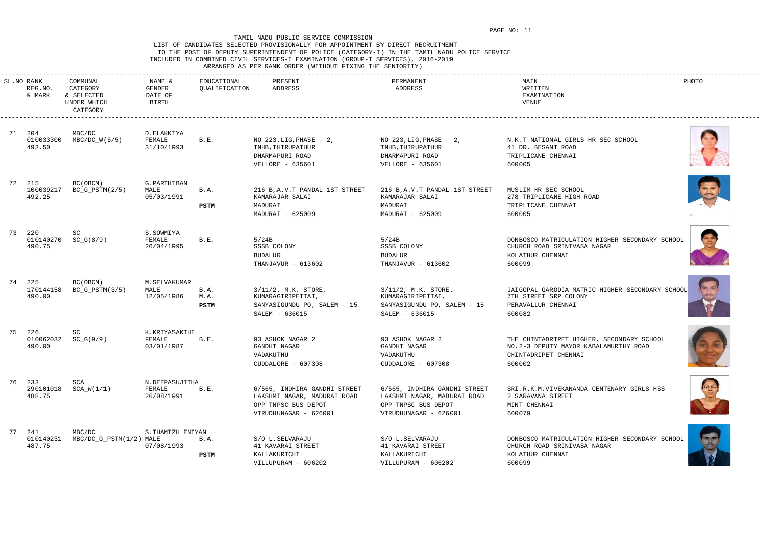TAMIL NADU PUBLIC SERVICE COMMISSION

LIST OF CANDIDATES SELECTED PROVISIONALLY FOR APPOINTMENT BY DIRECT RECRUITMENT TO THE POST OF DEPUTY SUPERINTENDENT OF POLICE (CATEGORY-I) IN THE TAMIL NADU POLICE SERVICE INCLUDED IN COMBINED CIVIL SERVICES-I EXAMINATION (GROUP-I SERVICES), 2016-2019

ARRANGED AS PER RANK ORDER (WITHOUT FIXING THE SENIORITY)

| SL.NO | RANK REG.NO. & MARK | COMMUNAL CATEGORY & SELECTED UNDER WHICH CATEGORY | NAME & GENDER DATE OF BIRTH | EDUCATIONAL QUALIFICATION | PRESENT ADDRESS | PERMANENT ADDRESS | MAIN WRITTEN EXAMINATION VENUE | PHOTO |
|---|---|---|---|---|---|---|---|---|
| 71 | 204<br>010033300<br>493.50 | MBC/DC<br>MBC/DC_W(5/5) | D.ELAKKIYA<br>FEMALE<br>31/10/1993 | B.E. | NO 223,LIG,PHASE - 2,<br>TNHB,THIRUPATHUR<br>DHARMAPURI ROAD<br>VELLORE - 635601 | NO 223,LIG,PHASE - 2,<br>TNHB,THIRUPATHUR<br>DHARMAPURI ROAD<br>VELLORE - 635601 | N.K.T NATIONAL GIRLS HR SEC SCHOOL<br>41 DR. BESANT ROAD<br>TRIPLICANE CHENNAI<br>600005 | |
| 72 | 215<br>100039217<br>492.25 | BC(OBCM)<br>BC_G_PSTM(2/5) | G.PARTHIBAN<br>MALE<br>05/03/1991 | B.A.<br>**PSTM** | 216 B,A.V.T PANDAL 1ST STREET<br>KAMARAJAR SALAI<br>MADURAI<br>MADURAI - 625009 | 216 B,A.V.T PANDAL 1ST STREET<br>KAMARAJAR SALAI<br>MADURAI<br>MADURAI - 625009 | MUSLIM HR SEC SCHOOL<br>278 TRIPLICANE HIGH ROAD<br>TRIPLICANE CHENNAI<br>600005 | |
| 73 | 220<br>010140270<br>490.75 | SC<br>SC_G(8/9) | S.SOWMIYA<br>FEMALE<br>26/04/1995 | B.E. | 5/24B<br>SSSB COLONY<br>BUDALUR<br>THANJAVUR - 613602 | 5/24B<br>SSSB COLONY<br>BUDALUR<br>THANJAVUR - 613602 | DONBOSCO MATRICULATION HIGHER SECONDARY SCHOOL<br>CHURCH ROAD SRINIVASA NAGAR<br>KOLATHUR CHENNAI<br>600099 | |
| 74 | 225<br>170144158<br>490.00 | BC(OBCM)<br>BC_G_PSTM(3/5) | M.SELVAKUMAR<br>MALE<br>12/05/1986 | B.A.<br>M.A.<br>**PSTM** | 3/11/2, M.K. STORE,<br>KUMARAGIRIPETTAI,<br>SANYASIGUNDU PO, SALEM - 15<br>SALEM - 636015 | 3/11/2, M.K. STORE,<br>KUMARAGIRIPETTAI,<br>SANYASIGUNDU PO, SALEM - 15<br>SALEM - 636015 | JAIGOPAL GARODIA MATRIC HIGHER SECONDARY SCHOOL<br>7TH STREET SRP COLONY<br>PERAVALLUR CHENNAI<br>600082 | |
| 75 | 226<br>010062032<br>490.00 | SC<br>SC_G(9/9) | K.KRIYASAKTHI<br>FEMALE<br>03/01/1987 | B.E. | 93 ASHOK NAGAR 2<br>GANDHI NAGAR<br>VADAKUTHU<br>CUDDALORE - 607308 | 93 ASHOK NAGAR 2<br>GANDHI NAGAR<br>VADAKUTHU<br>CUDDALORE - 607308 | THE CHINTADRIPET HIGHER. SECONDARY SCHOOL<br>NO.2-3 DEPUTY MAYOR KABALAMURTHY ROAD<br>CHINTADRIPET CHENNAI<br>600002 | |
| 76 | 233<br>290101018<br>488.75 | SCA<br>SCA_W(1/1) | N.DEEPASUJITHA<br>FEMALE<br>26/08/1991 | B.E. | 6/565, INDHIRA GANDHI STREET<br>LAKSHMI NAGAR, MADURAI ROAD<br>OPP TNPSC BUS DEPOT<br>VIRUDHUNAGAR - 626001 | 6/565, INDHIRA GANDHI STREET<br>LAKSHMI NAGAR, MADURAI ROAD<br>OPP TNPSC BUS DEPOT<br>VIRUDHUNAGAR - 626001 | SRI.R.K.M.VIVEKANANDA CENTENARY GIRLS HSS<br>2 SARAVANA STREET<br>MINT CHENNAI<br>600079 | |
| 77 | 241<br>010140231<br>487.75 | MBC/DC<br>MBC/DC_G_PSTM(1/2) | S.THAMIZH ENIYAN<br>MALE<br>07/08/1993 | B.A.<br>**PSTM** | S/O L.SELVARAJU<br>41 KAVARAI STREET<br>KALLAKURICHI<br>VILLUPURAM - 606202 | S/O L.SELVARAJU<br>41 KAVARAI STREET<br>KALLAKURICHI<br>VILLUPURAM - 606202 | DONBOSCO MATRICULATION HIGHER SECONDARY SCHOOL<br>CHURCH ROAD SRINIVASA NAGAR<br>KOLATHUR CHENNAI<br>600099 | |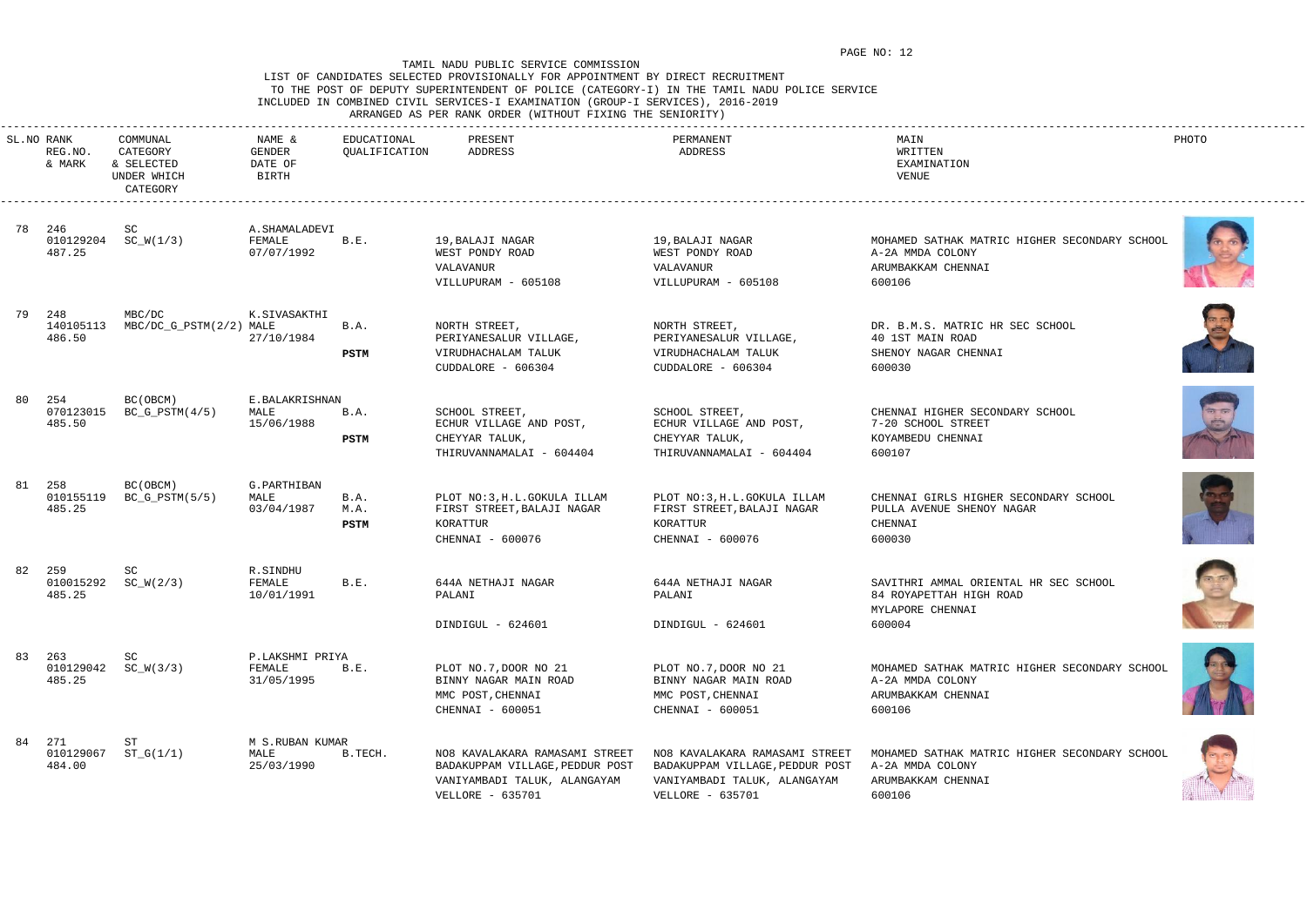TAMIL NADU PUBLIC SERVICE COMMISSION

LIST OF CANDIDATES SELECTED PROVISIONALLY FOR APPOINTMENT BY DIRECT RECRUITMENT
TO THE POST OF DEPUTY SUPERINTENDENT OF POLICE (CATEGORY-I) IN THE TAMIL NADU POLICE SERVICE
INCLUDED IN COMBINED CIVIL SERVICES-I EXAMINATION (GROUP-I SERVICES), 2016-2019
ARRANGED AS PER RANK ORDER (WITHOUT FIXING THE SENIORITY)

| SL.NO | RANK REG.NO. & MARK | COMMUNAL CATEGORY & SELECTED UNDER WHICH CATEGORY | NAME & GENDER DATE OF BIRTH | EDUCATIONAL QUALIFICATION | PRESENT ADDRESS | PERMANENT ADDRESS | MAIN WRITTEN EXAMINATION VENUE | PHOTO |
|---|---|---|---|---|---|---|---|---|
| 78 | 246 010129204 487.25 | SC SC_W(1/3) | A.SHAMALADEVI FEMALE 07/07/1992 | B.E. | 19,BALAJI NAGAR WEST PONDY ROAD VALAVANUR VILLUPURAM - 605108 | 19,BALAJI NAGAR WEST PONDY ROAD VALAVANUR VILLUPURAM - 605108 | MOHAMED SATHAK MATRIC HIGHER SECONDARY SCHOOL A-2A MMDA COLONY ARUMBAKKAM CHENNAI 600106 | |
| 79 | 248 140105113 486.50 | MBC/DC MBC/DC_G_PSTM(2/2) | K.SIVASAKTHI MALE 27/10/1984 | B.A. **PSTM** | NORTH STREET, PERIYANESALUR VILLAGE, VIRUDHACHALAM TALUK CUDDALORE - 606304 | NORTH STREET, PERIYANESALUR VILLAGE, VIRUDHACHALAM TALUK CUDDALORE - 606304 | DR. B.M.S. MATRIC HR SEC SCHOOL 40 1ST MAIN ROAD SHENOY NAGAR CHENNAI 600030 | |
| 80 | 254 070123015 485.50 | BC(OBCM) BC_G_PSTM(4/5) | E.BALAKRISHNAN MALE 15/06/1988 | B.A. **PSTM** | SCHOOL STREET, ECHUR VILLAGE AND POST, CHEYYAR TALUK, THIRUVANNAMALAI - 604404 | SCHOOL STREET, ECHUR VILLAGE AND POST, CHEYYAR TALUK, THIRUVANNAMALAI - 604404 | CHENNAI HIGHER SECONDARY SCHOOL 7-20 SCHOOL STREET KOYAMBEDU CHENNAI 600107 | |
| 81 | 258 010155119 485.25 | BC(OBCM) BC_G_PSTM(5/5) | G.PARTHIBAN MALE 03/04/1987 | B.A. M.A. **PSTM** | PLOT NO:3,H.L.GOKULA ILLAM FIRST STREET,BALAJI NAGAR KORATTUR CHENNAI - 600076 | PLOT NO:3,H.L.GOKULA ILLAM FIRST STREET,BALAJI NAGAR KORATTUR CHENNAI - 600076 | CHENNAI GIRLS HIGHER SECONDARY SCHOOL PULLA AVENUE SHENOY NAGAR CHENNAI 600030 | |
| 82 | 259 010015292 485.25 | SC SC_W(2/3) | R.SINDHU FEMALE 10/01/1991 | B.E. | 644A NETHAJI NAGAR PALANI DINDIGUL - 624601 | 644A NETHAJI NAGAR PALANI DINDIGUL - 624601 | SAVITHRI AMMAL ORIENTAL HR SEC SCHOOL 84 ROYAPETTAH HIGH ROAD MYLAPORE CHENNAI 600004 | |
| 83 | 263 010129042 485.25 | SC SC_W(3/3) | P.LAKSHMI PRIYA FEMALE 31/05/1995 | B.E. | PLOT NO.7,DOOR NO 21 BINNY NAGAR MAIN ROAD MMC POST,CHENNAI CHENNAI - 600051 | PLOT NO.7,DOOR NO 21 BINNY NAGAR MAIN ROAD MMC POST,CHENNAI CHENNAI - 600051 | MOHAMED SATHAK MATRIC HIGHER SECONDARY SCHOOL A-2A MMDA COLONY ARUMBAKKAM CHENNAI 600106 | |
| 84 | 271 010129067 484.00 | ST ST_G(1/1) | M S.RUBAN KUMAR MALE 25/03/1990 | B.TECH. | NO8 KAVALAKARA RAMASAMI STREET BADAKUPPAM VILLAGE,PEDDUR POST VANIYAMBADI TALUK, ALANGAYAM VELLORE - 635701 | NO8 KAVALAKARA RAMASAMI STREET BADAKUPPAM VILLAGE,PEDDUR POST VANIYAMBADI TALUK, ALANGAYAM VELLORE - 635701 | MOHAMED SATHAK MATRIC HIGHER SECONDARY SCHOOL A-2A MMDA COLONY ARUMBAKKAM CHENNAI 600106 | |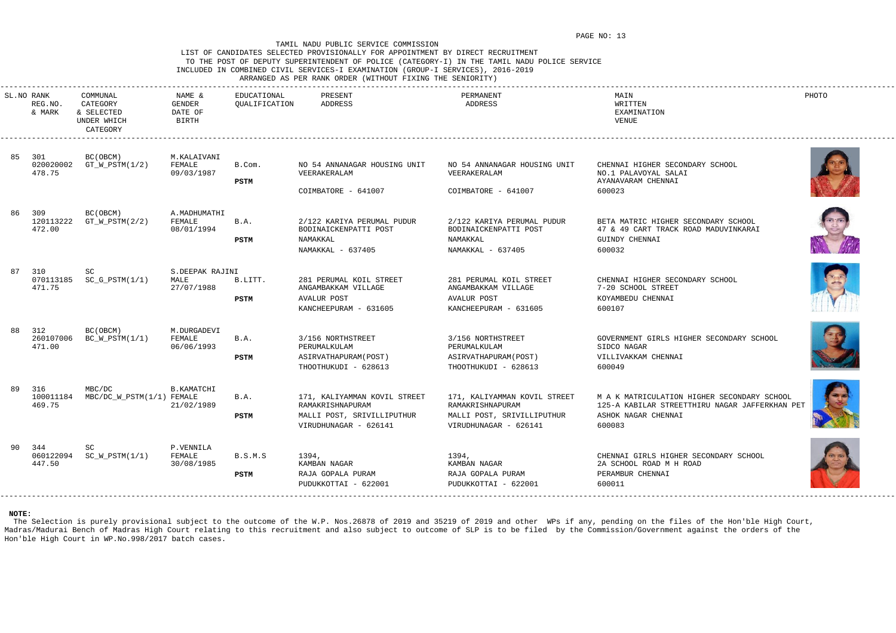TAMIL NADU PUBLIC SERVICE COMMISSION
LIST OF CANDIDATES SELECTED PROVISIONALLY FOR APPOINTMENT BY DIRECT RECRUITMENT
TO THE POST OF DEPUTY SUPERINTENDENT OF POLICE (CATEGORY-I) IN THE TAMIL NADU POLICE SERVICE
INCLUDED IN COMBINED CIVIL SERVICES-I EXAMINATION (GROUP-I SERVICES), 2016-2019
ARRANGED AS PER RANK ORDER (WITHOUT FIXING THE SENIORITY)

| SL.NO | RANK REG.NO. & MARK | COMMUNAL CATEGORY & SELECTED UNDER WHICH CATEGORY | NAME & GENDER DATE OF BIRTH | EDUCATIONAL QUALIFICATION | PRESENT ADDRESS | PERMANENT ADDRESS | MAIN WRITTEN EXAMINATION VENUE | PHOTO |
|---|---|---|---|---|---|---|---|---|
| 85 | 301 020020002 478.75 | BC(OBCM) GT_W_PSTM(1/2) | M.KALAIVANI FEMALE 09/03/1987 | B.Com. **PSTM** | NO 54 ANNANAGAR HOUSING UNIT VEERAKERALAM COIMBATORE - 641007 | NO 54 ANNANAGAR HOUSING UNIT VEERAKERALAM COIMBATORE - 641007 | CHENNAI HIGHER SECONDARY SCHOOL NO.1 PALAVOYAL SALAI AYANAVARAM CHENNAI 600023 | |
| 86 | 309 120113222 472.00 | BC(OBCM) GT_W_PSTM(2/2) | A.MADHUMATHI FEMALE 08/01/1994 | B.A. **PSTM** | 2/122 KARIYA PERUMAL PUDUR BODINAICKENPATTI POST NAMAKKAL NAMAKKAL - 637405 | 2/122 KARIYA PERUMAL PUDUR BODINAICKENPATTI POST NAMAKKAL NAMAKKAL - 637405 | BETA MATRIC HIGHER SECONDARY SCHOOL 47 & 49 CART TRACK ROAD MADUVINKARAI GUINDY CHENNAI 600032 | |
| 87 | 310 070113185 471.75 | SC SC_G_PSTM(1/1) | S.DEEPAK RAJINI MALE 27/07/1988 | B.LITT. **PSTM** | 281 PERUMAL KOIL STREET ANGAMBAKKAM VILLAGE AVALUR POST KANCHEEPURAM - 631605 | 281 PERUMAL KOIL STREET ANGAMBAKKAM VILLAGE AVALUR POST KANCHEEPURAM - 631605 | CHENNAI HIGHER SECONDARY SCHOOL 7-20 SCHOOL STREET KOYAMBEDU CHENNAI 600107 | |
| 88 | 312 260107006 471.00 | BC(OBCM) BC_W_PSTM(1/1) | M.DURGADEVI FEMALE 06/06/1993 | B.A. **PSTM** | 3/156 NORTHSTREET PERUMALKULAM ASIRVATHAPURAM(POST) THOOTHUKUDI - 628613 | 3/156 NORTHSTREET PERUMALKULAM ASIRVATHAPURAM(POST) THOOTHUKUDI - 628613 | GOVERNMENT GIRLS HIGHER SECONDARY SCHOOL SIDCO NAGAR VILLIVAKKAM CHENNAI 600049 | |
| 89 | 316 100011184 469.75 | MBC/DC MBC/DC_W_PSTM(1/1) | B.KAMATCHI FEMALE 21/02/1989 | B.A. **PSTM** | 171, KALIYAMMAN KOVIL STREET RAMAKRISHNAPURAM MALLI POST, SRIVILLIPUTHUR VIRUDHUNAGAR - 626141 | 171, KALIYAMMAN KOVIL STREET RAMAKRISHNAPURAM MALLI POST, SRIVILLIPUTHUR VIRUDHUNAGAR - 626141 | M A K MATRICULATION HIGHER SECONDARY SCHOOL 125-A KABILAR STREETTHIRU NAGAR JAFFERKHAN PET ASHOK NAGAR CHENNAI 600083 | |
| 90 | 344 060122094 447.50 | SC SC_W_PSTM(1/1) | P.VENNILA FEMALE 30/08/1985 | B.S.M.S **PSTM** | 1394, KAMBAN NAGAR RAJA GOPALA PURAM PUDUKKOTTAI - 622001 | 1394, KAMBAN NAGAR RAJA GOPALA PURAM PUDUKKOTTAI - 622001 | CHENNAI GIRLS HIGHER SECONDARY SCHOOL 2A SCHOOL ROAD M H ROAD PERAMBUR CHENNAI 600011 | |

**NOTE:**

The Selection is purely provisional subject to the outcome of the W.P. Nos.26878 of 2019 and 35219 of 2019 and other WPs if any, pending on the files of the Hon'ble High Court, Madras/Madurai Bench of Madras High Court relating to this recruitment and also subject to outcome of SLP is to be filed by the Commission/Government against the orders of the Hon'ble High Court in WP.No.998/2017 batch cases.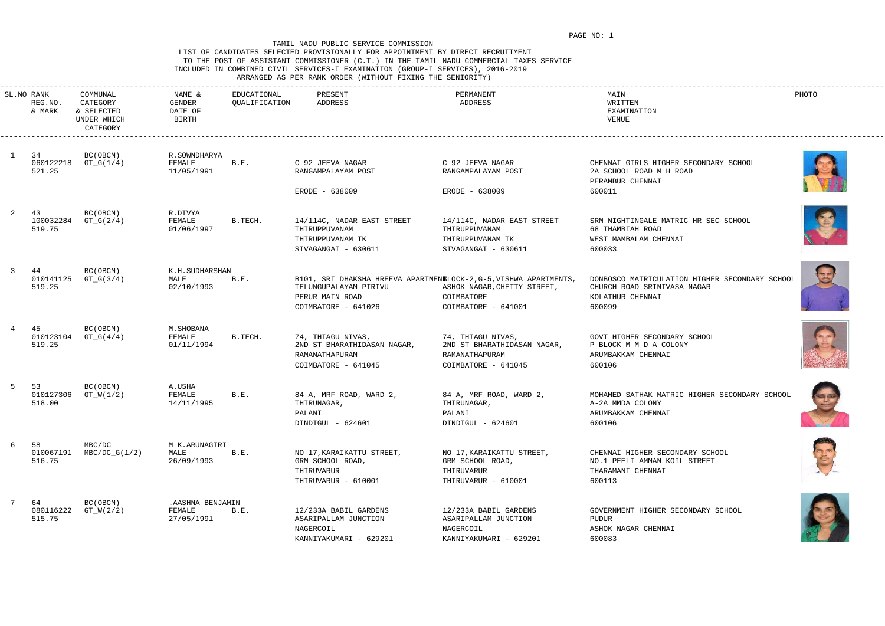TAMIL NADU PUBLIC SERVICE COMMISSION

LIST OF CANDIDATES SELECTED PROVISIONALLY FOR APPOINTMENT BY DIRECT RECRUITMENT TO THE POST OF ASSISTANT COMMISSIONER (C.T.) IN THE TAMIL NADU COMMERCIAL TAXES SERVICE INCLUDED IN COMBINED CIVIL SERVICES-I EXAMINATION (GROUP-I SERVICES), 2016-2019

ARRANGED AS PER RANK ORDER (WITHOUT FIXING THE SENIORITY)

| SL.NO | RANK REG.NO. & MARK | COMMUNAL CATEGORY & SELECTED UNDER WHICH CATEGORY | NAME & GENDER DATE OF BIRTH | EDUCATIONAL QUALIFICATION | PRESENT ADDRESS | PERMANENT ADDRESS | MAIN WRITTEN EXAMINATION VENUE | PHOTO |
|---|---|---|---|---|---|---|---|---|
| 1 | 34 060122218 521.25 | BC(OBCM) GT_G(1/4) | R.SOWNDHARYA FEMALE 11/05/1991 | B.E. | C 92 JEEVA NAGAR RANGAMPALAYAM POST ERODE - 638009 | C 92 JEEVA NAGAR RANGAMPALAYAM POST ERODE - 638009 | CHENNAI GIRLS HIGHER SECONDARY SCHOOL 2A SCHOOL ROAD M H ROAD PERAMBUR CHENNAI 600011 | |
| 2 | 43 100032284 519.75 | BC(OBCM) GT_G(2/4) | R.DIVYA FEMALE 01/06/1997 | B.TECH. | 14/114C, NADAR EAST STREET THIRUPPUVANAM THIRUPPUVANAM TK SIVAGANGAI - 630611 | 14/114C, NADAR EAST STREET THIRUPPUVANAM THIRUPPUVANAM TK SIVAGANGAI - 630611 | SRM NIGHTINGALE MATRIC HR SEC SCHOOL 68 THAMBIAH ROAD WEST MAMBALAM CHENNAI 600033 | |
| 3 | 44 010141125 519.25 | BC(OBCM) GT_G(3/4) | K.H.SUDHARSHAN MALE 02/10/1993 | B.E. | B101, SRI DHAKSHA HREEVA APARTMENT TELUNGUPALAYAM PIRIVU PERUR MAIN ROAD COIMBATORE - 641026 | BLOCK-2,G-5,VISHWA APARTMENTS, ASHOK NAGAR,CHETTY STREET, COIMBATORE COIMBATORE - 641001 | DONBOSCO MATRICULATION HIGHER SECONDARY SCHOOL CHURCH ROAD SRINIVASA NAGAR KOLATHUR CHENNAI 600099 | |
| 4 | 45 010123104 519.25 | BC(OBCM) GT_G(4/4) | M.SHOBANA FEMALE 01/11/1994 | B.TECH. | 74, THIAGU NIVAS, 2ND ST BHARATHIDASAN NAGAR, RAMANATHAPURAM COIMBATORE - 641045 | 74, THIAGU NIVAS, 2ND ST BHARATHIDASAN NAGAR, RAMANATHAPURAM COIMBATORE - 641045 | GOVT HIGHER SECONDARY SCHOOL P BLOCK M M D A COLONY ARUMBAKKAM CHENNAI 600106 | |
| 5 | 53 010127306 518.00 | BC(OBCM) GT_W(1/2) | A.USHA FEMALE 14/11/1995 | B.E. | 84 A, MRF ROAD, WARD 2, THIRUNAGAR, PALANI DINDIGUL - 624601 | 84 A, MRF ROAD, WARD 2, THIRUNAGAR, PALANI DINDIGUL - 624601 | MOHAMED SATHAK MATRIC HIGHER SECONDARY SCHOOL A-2A MMDA COLONY ARUMBAKKAM CHENNAI 600106 | |
| 6 | 58 010067191 516.75 | MBC/DC MBC/DC_G(1/2) | M K.ARUNAGIRI MALE 26/09/1993 | B.E. | NO 17,KARAIKATTU STREET, GRM SCHOOL ROAD, THIRUVARUR THIRUVARUR - 610001 | NO 17,KARAIKATTU STREET, GRM SCHOOL ROAD, THIRUVARUR THIRUVARUR - 610001 | CHENNAI HIGHER SECONDARY SCHOOL NO.1 PEELI AMMAN KOIL STREET THARAMANI CHENNAI 600113 | |
| 7 | 64 080116222 515.75 | BC(OBCM) GT_W(2/2) | .AASHNA BENJAMIN FEMALE 27/05/1991 | B.E. | 12/233A BABIL GARDENS ASARIPALLAM JUNCTION NAGERCOIL KANNIYAKUMARI - 629201 | 12/233A BABIL GARDENS ASARIPALLAM JUNCTION NAGERCOIL KANNIYAKUMARI - 629201 | GOVERNMENT HIGHER SECONDARY SCHOOL PUDUR ASHOK NAGAR CHENNAI 600083 | |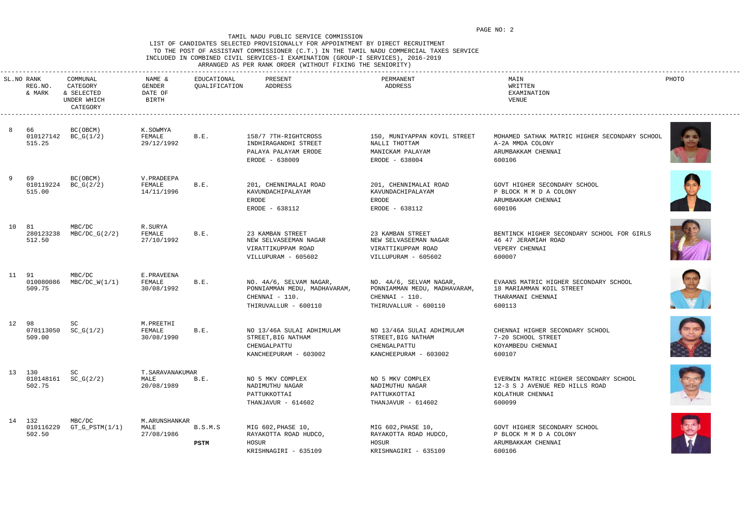TAMIL NADU PUBLIC SERVICE COMMISSION

LIST OF CANDIDATES SELECTED PROVISIONALLY FOR APPOINTMENT BY DIRECT RECRUITMENT
TO THE POST OF ASSISTANT COMMISSIONER (C.T.) IN THE TAMIL NADU COMMERCIAL TAXES SERVICE
INCLUDED IN COMBINED CIVIL SERVICES-I EXAMINATION (GROUP-I SERVICES), 2016-2019
ARRANGED AS PER RANK ORDER (WITHOUT FIXING THE SENIORITY)

| SL.NO | RANK REG.NO. & MARK | COMMUNAL CATEGORY & SELECTED UNDER WHICH CATEGORY | NAME & GENDER DATE OF BIRTH | EDUCATIONAL QUALIFICATION | PRESENT ADDRESS | PERMANENT ADDRESS | MAIN WRITTEN EXAMINATION VENUE | PHOTO |
|---|---|---|---|---|---|---|---|---|
| 8 | 66<br>010127142<br>515.25 | BC(OBCM)<br>BC_G(1/2) | K.SOWMYA<br>FEMALE<br>29/12/1992 | B.E. | 158/7 7TH-RIGHTCROSS<br>INDHIRAGANDHI STREET<br>PALAYA PALAYAM ERODE<br>ERODE - 638009 | 150, MUNIYAPPAN KOVIL STREET<br>NALLI THOTTAM<br>MANICKAM PALAYAM<br>ERODE - 638004 | MOHAMED SATHAK MATRIC HIGHER SECONDARY SCHOOL<br>A-2A MMDA COLONY<br>ARUMBAKKAM CHENNAI<br>600106 | |
| 9 | 69<br>010119224<br>515.00 | BC(OBCM)<br>BC_G(2/2) | V.PRADEEPA<br>FEMALE<br>14/11/1996 | B.E. | 201, CHENNIMALAI ROAD<br>KAVUNDACHIPALAYAM<br>ERODE<br>ERODE - 638112 | 201, CHENNIMALAI ROAD<br>KAVUNDACHIPALAYAM<br>ERODE<br>ERODE - 638112 | GOVT HIGHER SECONDARY SCHOOL<br>P BLOCK M M D A COLONY<br>ARUMBAKKAM CHENNAI<br>600106 | |
| 10 | 81<br>280123238<br>512.50 | MBC/DC<br>MBC/DC_G(2/2) | R.SURYA<br>FEMALE<br>27/10/1992 | B.E. | 23 KAMBAN STREET<br>NEW SELVASEEMAN NAGAR<br>VIRATTIKUPPAM ROAD<br>VILLUPURAM - 605602 | 23 KAMBAN STREET<br>NEW SELVASEEMAN NAGAR<br>VIRATTIKUPPAM ROAD<br>VILLUPURAM - 605602 | BENTINCK HIGHER SECONDARY SCHOOL FOR GIRLS<br>46 47 JERAMIAH ROAD<br>VEPERY CHENNAI<br>600007 | |
| 11 | 91<br>010080086<br>509.75 | MBC/DC<br>MBC/DC_W(1/1) | E.PRAVEENA<br>FEMALE<br>30/08/1992 | B.E. | NO. 4A/6, SELVAM NAGAR,<br>PONNIAMMAN MEDU, MADHAVARAM,<br>CHENNAI - 110.<br>THIRUVALLUR - 600110 | NO. 4A/6, SELVAM NAGAR,<br>PONNIAMMAN MEDU, MADHAVARAM,<br>CHENNAI - 110.<br>THIRUVALLUR - 600110 | EVAANS MATRIC HIGHER SECONDARY SCHOOL<br>18 MARIAMMAN KOIL STREET<br>THARAMANI CHENNAI<br>600113 | |
| 12 | 98<br>070113050<br>509.00 | SC<br>SC_G(1/2) | M.PREETHI<br>FEMALE<br>30/08/1990 | B.E. | NO 13/46A SULAI ADHIMULAM<br>STREET,BIG NATHAM<br>CHENGALPATTU<br>KANCHEEPURAM - 603002 | NO 13/46A SULAI ADHIMULAM<br>STREET,BIG NATHAM<br>CHENGALPATTU<br>KANCHEEPURAM - 603002 | CHENNAI HIGHER SECONDARY SCHOOL<br>7-20 SCHOOL STREET<br>KOYAMBEDU CHENNAI<br>600107 | |
| 13 | 130<br>010148161<br>502.75 | SC<br>SC_G(2/2) | T.SARAVANAKUMAR<br>MALE<br>20/08/1989 | B.E. | NO 5 MKV COMPLEX<br>NADIMUTHU NAGAR<br>PATTUKKOTTAI<br>THANJAVUR - 614602 | NO 5 MKV COMPLEX<br>NADIMUTHU NAGAR<br>PATTUKKOTTAI<br>THANJAVUR - 614602 | EVERWIN MATRIC HIGHER SECONDARY SCHOOL<br>12-3 S J AVENUE RED HILLS ROAD<br>KOLATHUR CHENNAI<br>600099 | |
| 14 | 132<br>010116229<br>502.50 | MBC/DC<br>GT_G_PSTM(1/1) | M.ARUNSHANKAR<br>MALE<br>27/08/1986 | B.S.M.S<br>**PSTM** | MIG 602,PHASE 10,<br>RAYAKOTTA ROAD HUDCO,<br>HOSUR<br>KRISHNAGIRI - 635109 | MIG 602,PHASE 10,<br>RAYAKOTTA ROAD HUDCO,<br>HOSUR<br>KRISHNAGIRI - 635109 | GOVT HIGHER SECONDARY SCHOOL<br>P BLOCK M M D A COLONY<br>ARUMBAKKAM CHENNAI<br>600106 | |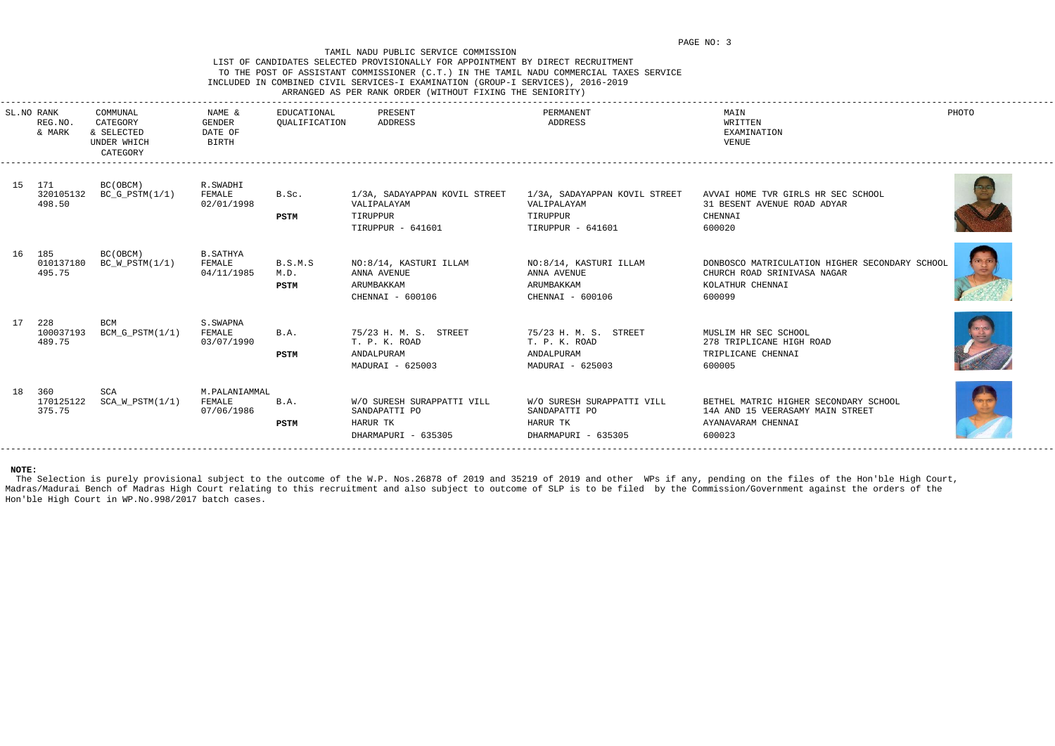TAMIL NADU PUBLIC SERVICE COMMISSION

LIST OF CANDIDATES SELECTED PROVISIONALLY FOR APPOINTMENT BY DIRECT RECRUITMENT
TO THE POST OF ASSISTANT COMMISSIONER (C.T.) IN THE TAMIL NADU COMMERCIAL TAXES SERVICE
INCLUDED IN COMBINED CIVIL SERVICES-I EXAMINATION (GROUP-I SERVICES), 2016-2019
ARRANGED AS PER RANK ORDER (WITHOUT FIXING THE SENIORITY)

| SL.NO | RANK REG.NO. & MARK | COMMUNAL CATEGORY & SELECTED UNDER WHICH CATEGORY | NAME & GENDER DATE OF BIRTH | EDUCATIONAL QUALIFICATION | PRESENT ADDRESS | PERMANENT ADDRESS | MAIN WRITTEN EXAMINATION VENUE | PHOTO |
|---|---|---|---|---|---|---|---|---|
| 15 | 171<br>320105132<br>498.50 | BC(OBCM)<br>BC_G_PSTM(1/1) | R.SWADHI<br>FEMALE<br>02/01/1998 | B.Sc.<br>**PSTM** | 1/3A, SADAYAPPAN KOVIL STREET<br>VALIPALAYAM<br>TIRUPPUR<br>TIRUPPUR - 641601 | 1/3A, SADAYAPPAN KOVIL STREET<br>VALIPALAYAM<br>TIRUPPUR<br>TIRUPPUR - 641601 | AVVAI HOME TVR GIRLS HR SEC SCHOOL<br>31 BESENT AVENUE ROAD ADYAR<br>CHENNAI<br>600020 | |
| 16 | 185<br>010137180<br>495.75 | BC(OBCM)<br>BC_W_PSTM(1/1) | B.SATHYA<br>FEMALE<br>04/11/1985 | B.S.M.S<br>M.D.<br>**PSTM** | NO:8/14, KASTURI ILLAM<br>ANNA AVENUE<br>ARUMBAKKAM<br>CHENNAI - 600106 | NO:8/14, KASTURI ILLAM<br>ANNA AVENUE<br>ARUMBAKKAM<br>CHENNAI - 600106 | DONBOSCO MATRICULATION HIGHER SECONDARY SCHOOL<br>CHURCH ROAD SRINIVASA NAGAR<br>KOLATHUR CHENNAI<br>600099 | |
| 17 | 228<br>100037193<br>489.75 | BCM<br>BCM_G_PSTM(1/1) | S.SWAPNA<br>FEMALE<br>03/07/1990 | B.A.<br>**PSTM** | 75/23 H. M. S. STREET<br>T. P. K. ROAD<br>ANDALPURAM<br>MADURAI - 625003 | 75/23 H. M. S. STREET<br>T. P. K. ROAD<br>ANDALPURAM<br>MADURAI - 625003 | MUSLIM HR SEC SCHOOL<br>278 TRIPLICANE HIGH ROAD<br>TRIPLICANE CHENNAI<br>600005 | |
| 18 | 360<br>170125122<br>375.75 | SCA<br>SCA_W_PSTM(1/1) | M.PALANIAMMAL<br>FEMALE<br>07/06/1986 | B.A.<br>**PSTM** | W/O SURESH SURAPPATTI VILL<br>SANDAPATTI PO<br>HARUR TK<br>DHARMAPURI - 635305 | W/O SURESH SURAPPATTI VILL<br>SANDAPATTI PO<br>HARUR TK<br>DHARMAPURI - 635305 | BETHEL MATRIC HIGHER SECONDARY SCHOOL<br>14A AND 15 VEERASAMY MAIN STREET<br>AYANAVARAM CHENNAI<br>600023 | |

**NOTE:**

The Selection is purely provisional subject to the outcome of the W.P. Nos.26878 of 2019 and 35219 of 2019 and other WPs if any, pending on the files of the Hon'ble High Court, Madras/Madurai Bench of Madras High Court relating to this recruitment and also subject to outcome of SLP is to be filed by the Commission/Government against the orders of the Hon'ble High Court in WP.No.998/2017 batch cases.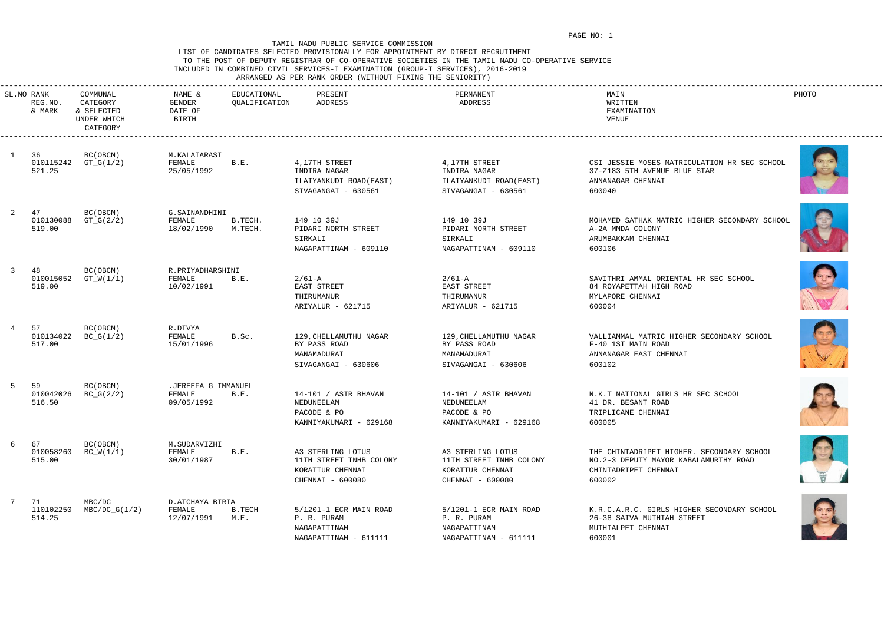TAMIL NADU PUBLIC SERVICE COMMISSION
LIST OF CANDIDATES SELECTED PROVISIONALLY FOR APPOINTMENT BY DIRECT RECRUITMENT
TO THE POST OF DEPUTY REGISTRAR OF CO-OPERATIVE SOCIETIES IN THE TAMIL NADU CO-OPERATIVE SERVICE
INCLUDED IN COMBINED CIVIL SERVICES-I EXAMINATION (GROUP-I SERVICES), 2016-2019
ARRANGED AS PER RANK ORDER (WITHOUT FIXING THE SENIORITY)

| SL.NO | RANK REG.NO. & MARK | COMMUNAL CATEGORY & SELECTED UNDER WHICH CATEGORY | NAME & GENDER DATE OF BIRTH | EDUCATIONAL QUALIFICATION | PRESENT ADDRESS | PERMANENT ADDRESS | MAIN WRITTEN EXAMINATION VENUE | PHOTO |
|---|---|---|---|---|---|---|---|---|
| 1 | 36<br>010115242<br>521.25 | BC(OBCM)<br>GT_G(1/2) | M.KALAIARASI<br>FEMALE<br>25/05/1992 | B.E. | 4,17TH STREET<br>INDIRA NAGAR<br>ILAIYANKUDI ROAD(EAST)<br>SIVAGANGAI - 630561 | 4,17TH STREET<br>INDIRA NAGAR<br>ILAIYANKUDI ROAD(EAST)<br>SIVAGANGAI - 630561 | CSI JESSIE MOSES MATRICULATION HR SEC SCHOOL<br>37-Z183 5TH AVENUE BLUE STAR<br>ANNANAGAR CHENNAI<br>600040 | |
| 2 | 47<br>010130088<br>519.00 | BC(OBCM)<br>GT_G(2/2) | G.SAINANDHINI<br>FEMALE<br>18/02/1990 | B.TECH.<br>M.TECH. | 149 10 39J<br>PIDARI NORTH STREET<br>SIRKALI<br>NAGAPATTINAM - 609110 | 149 10 39J<br>PIDARI NORTH STREET<br>SIRKALI<br>NAGAPATTINAM - 609110 | MOHAMED SATHAK MATRIC HIGHER SECONDARY SCHOOL<br>A-2A MMDA COLONY<br>ARUMBAKKAM CHENNAI<br>600106 | |
| 3 | 48<br>010015052<br>519.00 | BC(OBCM)<br>GT_W(1/1) | R.PRIYADHARSHINI<br>FEMALE<br>10/02/1991 | B.E. | 2/61-A<br>EAST STREET<br>THIRUMANUR<br>ARIYALUR - 621715 | 2/61-A<br>EAST STREET<br>THIRUMANUR<br>ARIYALUR - 621715 | SAVITHRI AMMAL ORIENTAL HR SEC SCHOOL<br>84 ROYAPETTAH HIGH ROAD<br>MYLAPORE CHENNAI<br>600004 | |
| 4 | 57<br>010134022<br>517.00 | BC(OBCM)<br>BC_G(1/2) | R.DIVYA<br>FEMALE<br>15/01/1996 | B.Sc. | 129,CHELLAMUTHU NAGAR<br>BY PASS ROAD<br>MANAMADURAI<br>SIVAGANGAI - 630606 | 129,CHELLAMUTHU NAGAR<br>BY PASS ROAD<br>MANAMADURAI<br>SIVAGANGAI - 630606 | VALLIAMMAL MATRIC HIGHER SECONDARY SCHOOL<br>F-40 1ST MAIN ROAD<br>ANNANAGAR EAST CHENNAI<br>600102 | |
| 5 | 59<br>010042026<br>516.50 | BC(OBCM)<br>BC_G(2/2) | .JEREEFA G IMMANUEL<br>FEMALE<br>09/05/1992 | B.E. | 14-101 / ASIR BHAVAN<br>NEDUNEELAM<br>PACODE & PO<br>KANNIYAKUMARI - 629168 | 14-101 / ASIR BHAVAN<br>NEDUNEELAM<br>PACODE & PO<br>KANNIYAKUMARI - 629168 | N.K.T NATIONAL GIRLS HR SEC SCHOOL<br>41 DR. BESANT ROAD<br>TRIPLICANE CHENNAI<br>600005 | |
| 6 | 67<br>010058260<br>515.00 | BC(OBCM)<br>BC_W(1/1) | M.SUDARVIZHI<br>FEMALE<br>30/01/1987 | B.E. | A3 STERLING LOTUS<br>11TH STREET TNHB COLONY<br>KORATTUR CHENNAI<br>CHENNAI - 600080 | A3 STERLING LOTUS<br>11TH STREET TNHB COLONY<br>KORATTUR CHENNAI<br>CHENNAI - 600080 | THE CHINTADRIPET HIGHER. SECONDARY SCHOOL<br>NO.2-3 DEPUTY MAYOR KABALAMURTHY ROAD<br>CHINTADRIPET CHENNAI<br>600002 | |
| 7 | 71<br>110102250<br>514.25 | MBC/DC<br>MBC/DC_G(1/2) | D.ATCHAYA BIRIA<br>FEMALE<br>12/07/1991 | B.TECH<br>M.E. | 5/1201-1 ECR MAIN ROAD<br>P. R. PURAM<br>NAGAPATTINAM<br>NAGAPATTINAM - 611111 | 5/1201-1 ECR MAIN ROAD<br>P. R. PURAM<br>NAGAPATTINAM<br>NAGAPATTINAM - 611111 | K.R.C.A.R.C. GIRLS HIGHER SECONDARY SCHOOL<br>26-38 SAIVA MUTHIAH STREET<br>MUTHIALPET CHENNAI<br>600001 | |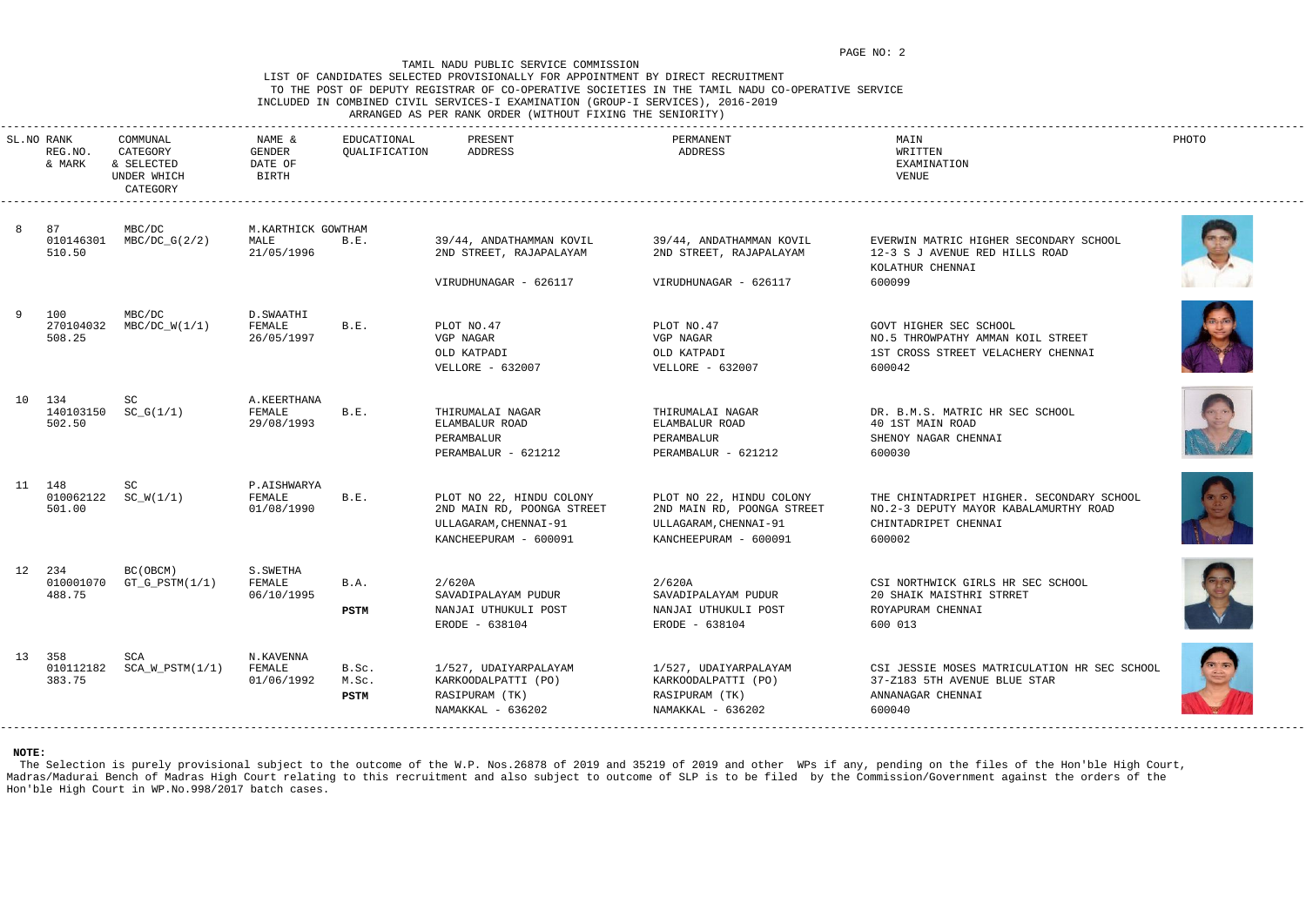TAMIL NADU PUBLIC SERVICE COMMISSION

LIST OF CANDIDATES SELECTED PROVISIONALLY FOR APPOINTMENT BY DIRECT RECRUITMENT TO THE POST OF DEPUTY REGISTRAR OF CO-OPERATIVE SOCIETIES IN THE TAMIL NADU CO-OPERATIVE SERVICE INCLUDED IN COMBINED CIVIL SERVICES-I EXAMINATION (GROUP-I SERVICES), 2016-2019

ARRANGED AS PER RANK ORDER (WITHOUT FIXING THE SENIORITY)

| SL.NO | RANK REG.NO. & MARK | COMMUNAL CATEGORY & SELECTED UNDER WHICH CATEGORY | NAME & GENDER DATE OF BIRTH | EDUCATIONAL QUALIFICATION | PRESENT ADDRESS | PERMANENT ADDRESS | MAIN WRITTEN EXAMINATION VENUE | PHOTO |
|---|---|---|---|---|---|---|---|---|
| 8 | 87<br>010146301<br>510.50 | MBC/DC<br>MBC/DC_G(2/2) | M.KARTHICK GOWTHAM<br>MALE<br>21/05/1996 | B.E. | 39/44, ANDATHAMMAN KOVIL 2ND STREET, RAJAPALAYAM<br>VIRUDHUNAGAR - 626117 | 39/44, ANDATHAMMAN KOVIL 2ND STREET, RAJAPALAYAM<br>VIRUDHUNAGAR - 626117 | EVERWIN MATRIC HIGHER SECONDARY SCHOOL<br>12-3 S J AVENUE RED HILLS ROAD<br>KOLATHUR CHENNAI<br>600099 | |
| 9 | 100<br>270104032<br>508.25 | MBC/DC<br>MBC/DC_W(1/1) | D.SWAATHI<br>FEMALE<br>26/05/1997 | B.E. | PLOT NO.47<br>VGP NAGAR<br>OLD KATPADI<br>VELLORE - 632007 | PLOT NO.47<br>VGP NAGAR<br>OLD KATPADI<br>VELLORE - 632007 | GOVT HIGHER SEC SCHOOL<br>NO.5 THROWPATHY AMMAN KOIL STREET<br>1ST CROSS STREET VELACHERY CHENNAI<br>600042 | |
| 10 | 134<br>140103150<br>502.50 | SC<br>SC_G(1/1) | A.KEERTHANA<br>FEMALE<br>29/08/1993 | B.E. | THIRUMALAI NAGAR<br>ELAMBALUR ROAD<br>PERAMBALUR<br>PERAMBALUR - 621212 | THIRUMALAI NAGAR<br>ELAMBALUR ROAD<br>PERAMBALUR<br>PERAMBALUR - 621212 | DR. B.M.S. MATRIC HR SEC SCHOOL<br>40 1ST MAIN ROAD<br>SHENOY NAGAR CHENNAI<br>600030 | |
| 11 | 148<br>010062122<br>501.00 | SC<br>SC_W(1/1) | P.AISHWARYA<br>FEMALE<br>01/08/1990 | B.E. | PLOT NO 22, HINDU COLONY<br>2ND MAIN RD, POONGA STREET<br>ULLAGARAM,CHENNAI-91<br>KANCHEEPURAM - 600091 | PLOT NO 22, HINDU COLONY<br>2ND MAIN RD, POONGA STREET<br>ULLAGARAM,CHENNAI-91<br>KANCHEEPURAM - 600091 | THE CHINTADRIPET HIGHER. SECONDARY SCHOOL<br>NO.2-3 DEPUTY MAYOR KABALAMURTHY ROAD<br>CHINTADRIPET CHENNAI<br>600002 | |
| 12 | 234<br>010001070<br>488.75 | BC(OBCM)<br>GT_G_PSTM(1/1) | S.SWETHA<br>FEMALE<br>06/10/1995 | B.A.<br>**PSTM** | 2/620A<br>SAVADIPALAYAM PUDUR<br>NANJAI UTHUKULI POST<br>ERODE - 638104 | 2/620A<br>SAVADIPALAYAM PUDUR<br>NANJAI UTHUKULI POST<br>ERODE - 638104 | CSI NORTHWICK GIRLS HR SEC SCHOOL<br>20 SHAIK MAISTHRI STRRET<br>ROYAPURAM CHENNAI<br>600 013 | |
| 13 | 358<br>010112182<br>383.75 | SCA<br>SCA_W_PSTM(1/1) | N.KAVENNA<br>FEMALE<br>01/06/1992 | B.Sc.<br>M.Sc.<br>**PSTM** | 1/527, UDAIYARPALAYAM<br>KARKOODALPATTI (PO)<br>RASIPURAM (TK)<br>NAMAKKAL - 636202 | 1/527, UDAIYARPALAYAM<br>KARKOODALPATTI (PO)<br>RASIPURAM (TK)<br>NAMAKKAL - 636202 | CSI JESSIE MOSES MATRICULATION HR SEC SCHOOL<br>37-Z183 5TH AVENUE BLUE STAR<br>ANNANAGAR CHENNAI<br>600040 | |

**NOTE:**

The Selection is purely provisional subject to the outcome of the W.P. Nos.26878 of 2019 and 35219 of 2019 and other WPs if any, pending on the files of the Hon'ble High Court, Madras/Madurai Bench of Madras High Court relating to this recruitment and also subject to outcome of SLP is to be filed by the Commission/Government against the orders of the Hon'ble High Court in WP.No.998/2017 batch cases.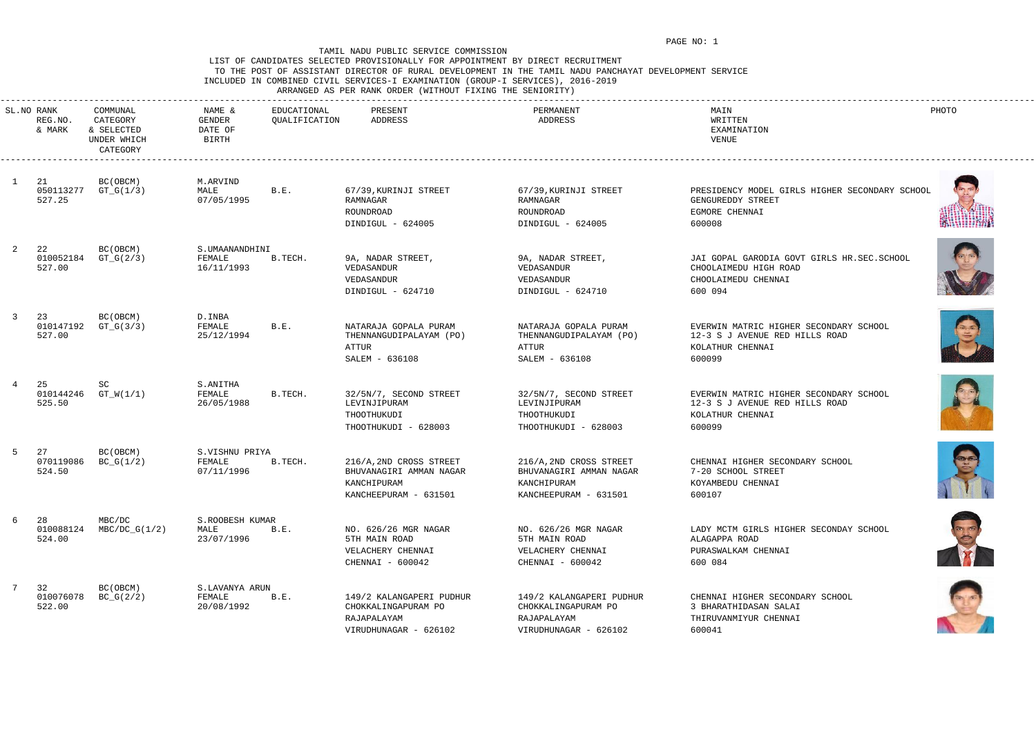TAMIL NADU PUBLIC SERVICE COMMISSION

LIST OF CANDIDATES SELECTED PROVISIONALLY FOR APPOINTMENT BY DIRECT RECRUITMENT
TO THE POST OF ASSISTANT DIRECTOR OF RURAL DEVELOPMENT IN THE TAMIL NADU PANCHAYAT DEVELOPMENT SERVICE
INCLUDED IN COMBINED CIVIL SERVICES-I EXAMINATION (GROUP-I SERVICES), 2016-2019
ARRANGED AS PER RANK ORDER (WITHOUT FIXING THE SENIORITY)

| SL.NO | RANK REG.NO. & MARK | COMMUNAL CATEGORY & SELECTED UNDER WHICH CATEGORY | NAME & GENDER DATE OF BIRTH | EDUCATIONAL QUALIFICATION | PRESENT ADDRESS | PERMANENT ADDRESS | MAIN WRITTEN EXAMINATION VENUE | PHOTO |
|---|---|---|---|---|---|---|---|---|
| 1 | 21<br>050113277<br>527.25 | BC(OBCM)<br>GT_G(1/3) | M.ARVIND<br>MALE<br>07/05/1995 | B.E. | 67/39,KURINJI STREET<br>RAMNAGAR<br>ROUNDROAD<br>DINDIGUL - 624005 | 67/39,KURINJI STREET<br>RAMNAGAR<br>ROUNDROAD<br>DINDIGUL - 624005 | PRESIDENCY MODEL GIRLS HIGHER SECONDARY SCHOOL<br>GENGUREDDY STREET<br>EGMORE CHENNAI<br>600008 | |
| 2 | 22<br>010052184<br>527.00 | BC(OBCM)<br>GT_G(2/3) | S.UMAANANDHINI<br>FEMALE<br>16/11/1993 | B.TECH. | 9A, NADAR STREET,<br>VEDASANDUR<br>VEDASANDUR<br>DINDIGUL - 624710 | 9A, NADAR STREET,<br>VEDASANDUR<br>VEDASANDUR<br>DINDIGUL - 624710 | JAI GOPAL GARODIA GOVT GIRLS HR.SEC.SCHOOL<br>CHOOLAIMEDU HIGH ROAD<br>CHOOLAIMEDU CHENNAI<br>600 094 | |
| 3 | 23<br>010147192<br>527.00 | BC(OBCM)<br>GT_G(3/3) | D.INBA<br>FEMALE<br>25/12/1994 | B.E. | NATARAJA GOPALA PURAM<br>THENNANGUDIPALAYAM (PO)<br>ATTUR<br>SALEM - 636108 | NATARAJA GOPALA PURAM<br>THENNANGUDIPALAYAM (PO)<br>ATTUR<br>SALEM - 636108 | EVERWIN MATRIC HIGHER SECONDARY SCHOOL<br>12-3 S J AVENUE RED HILLS ROAD<br>KOLATHUR CHENNAI<br>600099 | |
| 4 | 25<br>010144246<br>525.50 | SC<br>GT_W(1/1) | S.ANITHA<br>FEMALE<br>26/05/1988 | B.TECH. | 32/5N/7, SECOND STREET<br>LEVINJIPURAM<br>THOOTHUKUDI<br>THOOTHUKUDI - 628003 | 32/5N/7, SECOND STREET<br>LEVINJIPURAM<br>THOOTHUKUDI<br>THOOTHUKUDI - 628003 | EVERWIN MATRIC HIGHER SECONDARY SCHOOL<br>12-3 S J AVENUE RED HILLS ROAD<br>KOLATHUR CHENNAI<br>600099 | |
| 5 | 27<br>070119086<br>524.50 | BC(OBCM)<br>BC_G(1/2) | S.VISHNU PRIYA<br>FEMALE<br>07/11/1996 | B.TECH. | 216/A,2ND CROSS STREET<br>BHUVANAGIRI AMMAN NAGAR<br>KANCHIPURAM<br>KANCHEEPURAM - 631501 | 216/A,2ND CROSS STREET<br>BHUVANAGIRI AMMAN NAGAR<br>KANCHIPURAM<br>KANCHEEPURAM - 631501 | CHENNAI HIGHER SECONDARY SCHOOL<br>7-20 SCHOOL STREET<br>KOYAMBEDU CHENNAI<br>600107 | |
| 6 | 28<br>010088124<br>524.00 | MBC/DC<br>MBC/DC_G(1/2) | S.ROOBESH KUMAR<br>MALE<br>23/07/1996 | B.E. | NO. 626/26 MGR NAGAR<br>5TH MAIN ROAD<br>VELACHERY CHENNAI<br>CHENNAI - 600042 | NO. 626/26 MGR NAGAR<br>5TH MAIN ROAD<br>VELACHERY CHENNAI<br>CHENNAI - 600042 | LADY MCTM GIRLS HIGHER SECONDAY SCHOOL<br>ALAGAPPA ROAD<br>PURASWALKAM CHENNAI<br>600 084 | |
| 7 | 32<br>010076078<br>522.00 | BC(OBCM)<br>BC_G(2/2) | S.LAVANYA ARUN<br>FEMALE<br>20/08/1992 | B.E. | 149/2 KALANGAPERI PUDHUR<br>CHOKKALINGAPURAM PO<br>RAJAPALAYAM<br>VIRUDHUNAGAR - 626102 | 149/2 KALANGAPERI PUDHUR<br>CHOKKALINGAPURAM PO<br>RAJAPALAYAM<br>VIRUDHUNAGAR - 626102 | CHENNAI HIGHER SECONDARY SCHOOL<br>3 BHARATHIDASAN SALAI<br>THIRUVANMIYUR CHENNAI<br>600041 | |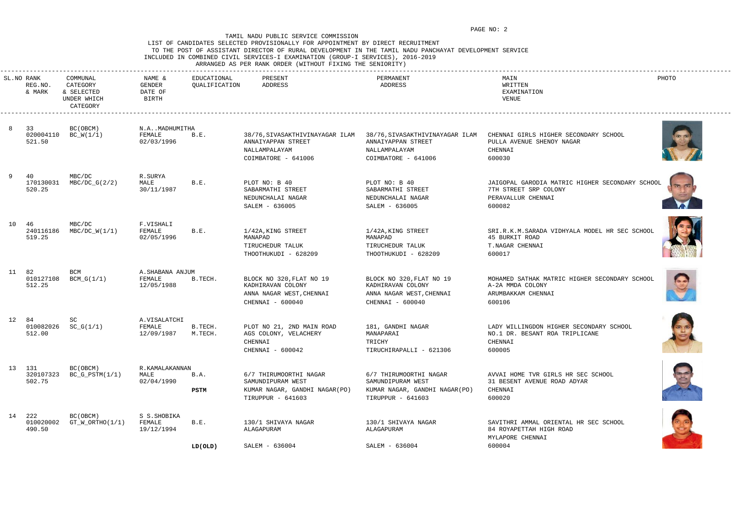TAMIL NADU PUBLIC SERVICE COMMISSION

LIST OF CANDIDATES SELECTED PROVISIONALLY FOR APPOINTMENT BY DIRECT RECRUITMENT

TO THE POST OF ASSISTANT DIRECTOR OF RURAL DEVELOPMENT IN THE TAMIL NADU PANCHAYAT DEVELOPMENT SERVICE

INCLUDED IN COMBINED CIVIL SERVICES-I EXAMINATION (GROUP-I SERVICES), 2016-2019

ARRANGED AS PER RANK ORDER (WITHOUT FIXING THE SENIORITY)

| SL.NO | RANK REG.NO. & MARK | COMMUNAL CATEGORY & SELECTED UNDER WHICH CATEGORY | NAME & GENDER DATE OF BIRTH | EDUCATIONAL QUALIFICATION | PRESENT ADDRESS | PERMANENT ADDRESS | MAIN WRITTEN EXAMINATION VENUE | PHOTO |
|---|---|---|---|---|---|---|---|---|
| 8 | 33<br>020004110<br>521.50 | BC(OBCM)<br>BC_W(1/1) | N.A..MADHUMITHA<br>FEMALE<br>02/03/1996 | B.E. | 38/76,SIVASAKTHIVINAYAGAR ILAM<br>ANNAIYAPPAN STREET<br>NALLAMPALAYAM<br>COIMBATORE - 641006 | 38/76,SIVASAKTHIVINAYAGAR ILAM<br>ANNAIYAPPAN STREET<br>NALLAMPALAYAM<br>COIMBATORE - 641006 | CHENNAI GIRLS HIGHER SECONDARY SCHOOL<br>PULLA AVENUE SHENOY NAGAR<br>CHENNAI<br>600030 | |
| 9 | 40<br>170130031<br>520.25 | MBC/DC<br>MBC/DC_G(2/2) | R.SURYA<br>MALE<br>30/11/1987 | B.E. | PLOT NO: B 40<br>SABARMATHI STREET<br>NEDUNCHALAI NAGAR<br>SALEM - 636005 | PLOT NO: B 40<br>SABARMATHI STREET<br>NEDUNCHALAI NAGAR<br>SALEM - 636005 | JAIGOPAL GARODIA MATRIC HIGHER SECONDARY SCHOOL<br>7TH STREET SRP COLONY<br>PERAVALLUR CHENNAI<br>600082 | |
| 10 | 46<br>240116186<br>519.25 | MBC/DC<br>MBC/DC_W(1/1) | F.VISHALI<br>FEMALE<br>02/05/1996 | B.E. | 1/42A,KING STREET<br>MANAPAD<br>TIRUCHEDUR TALUK<br>THOOTHUKUDI - 628209 | 1/42A,KING STREET<br>MANAPAD<br>TIRUCHEDUR TALUK<br>THOOTHUKUDI - 628209 | SRI.R.K.M.SARADA VIDHYALA MODEL HR SEC SCHOOL<br>45 BURKIT ROAD<br>T.NAGAR CHENNAI<br>600017 | |
| 11 | 82<br>010127108<br>512.25 | BCM<br>BCM_G(1/1) | A.SHABANA ANJUM<br>FEMALE<br>12/05/1988 | B.TECH. | BLOCK NO 320,FLAT NO 19<br>KADHIRAVAN COLONY<br>ANNA NAGAR WEST,CHENNAI<br>CHENNAI - 600040 | BLOCK NO 320,FLAT NO 19<br>KADHIRAVAN COLONY<br>ANNA NAGAR WEST,CHENNAI<br>CHENNAI - 600040 | MOHAMED SATHAK MATRIC HIGHER SECONDARY SCHOOL<br>A-2A MMDA COLONY<br>ARUMBAKKAM CHENNAI<br>600106 | |
| 12 | 84<br>010082026<br>512.00 | SC<br>SC_G(1/1) | A.VISALATCHI<br>FEMALE<br>12/09/1987 | B.TECH.<br>M.TECH. | PLOT NO 21, 2ND MAIN ROAD<br>AGS COLONY, VELACHERY<br>CHENNAI<br>CHENNAI - 600042 | 181, GANDHI NAGAR<br>MANAPARAI<br>TRICHY<br>TIRUCHIRAPALLI - 621306 | LADY WILLINGDON HIGHER SECONDARY SCHOOL<br>NO.1 DR. BESANT ROA TRIPLICANE<br>CHENNAI<br>600005 | |
| 13 | 131<br>320107323<br>502.75 | BC(OBCM)<br>BC_G_PSTM(1/1) | R.KAMALAKANNAN<br>MALE<br>02/04/1990 | B.A.<br>**PSTM** | 6/7 THIRUMOORTHI NAGAR<br>SAMUNDIPURAM WEST<br>KUMAR NAGAR, GANDHI NAGAR(PO)<br>TIRUPPUR - 641603 | 6/7 THIRUMOORTHI NAGAR<br>SAMUNDIPURAM WEST<br>KUMAR NAGAR, GANDHI NAGAR(PO)<br>TIRUPPUR - 641603 | AVVAI HOME TVR GIRLS HR SEC SCHOOL<br>31 BESENT AVENUE ROAD ADYAR<br>CHENNAI<br>600020 | |
| 14 | 222<br>010020002<br>490.50 | BC(OBCM)<br>GT_W_ORTHO(1/1) | S S.SHOBIKA<br>FEMALE<br>19/12/1994 | B.E.<br>**LD(OLD)** | 130/1 SHIVAYA NAGAR<br>ALAGAPURAM<br>SALEM - 636004 | 130/1 SHIVAYA NAGAR<br>ALAGAPURAM<br>SALEM - 636004 | SAVITHRI AMMAL ORIENTAL HR SEC SCHOOL<br>84 ROYAPETTAH HIGH ROAD<br>MYLAPORE CHENNAI<br>600004 | |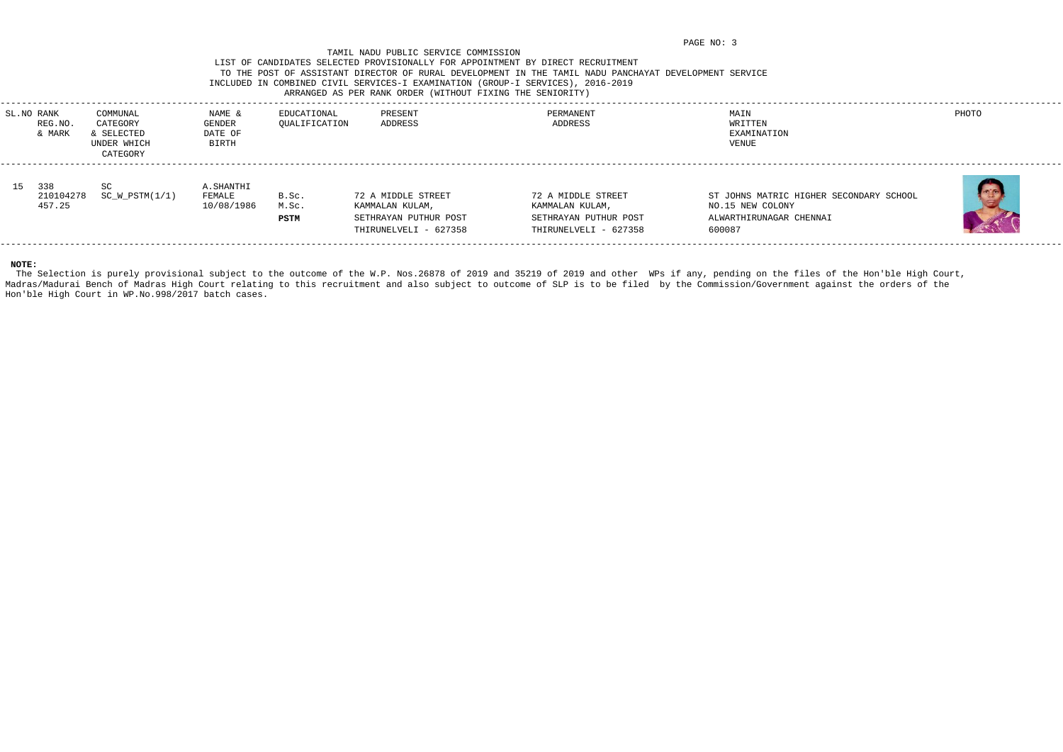TAMIL NADU PUBLIC SERVICE COMMISSION

LIST OF CANDIDATES SELECTED PROVISIONALLY FOR APPOINTMENT BY DIRECT RECRUITMENT
TO THE POST OF ASSISTANT DIRECTOR OF RURAL DEVELOPMENT IN THE TAMIL NADU PANCHAYAT DEVELOPMENT SERVICE
INCLUDED IN COMBINED CIVIL SERVICES-I EXAMINATION (GROUP-I SERVICES), 2016-2019
ARRANGED AS PER RANK ORDER (WITHOUT FIXING THE SENIORITY)

| SL.NO | RANK REG.NO. & MARK | COMMUNAL CATEGORY & SELECTED UNDER WHICH CATEGORY | NAME & GENDER DATE OF BIRTH | EDUCATIONAL QUALIFICATION | PRESENT ADDRESS | PERMANENT ADDRESS | MAIN WRITTEN EXAMINATION VENUE | PHOTO |
|---|---|---|---|---|---|---|---|---|
| 15 | 338<br>210104278<br>457.25 | SC<br>SC_W_PSTM(1/1) | A.SHANTHI<br>FEMALE<br>10/08/1986 | B.Sc.<br>M.Sc.<br>**PSTM** | 72 A MIDDLE STREET<br>KAMMALAN KULAM,<br>SETHRAYAN PUTHUR POST<br>THIRUNELVELI - 627358 | 72 A MIDDLE STREET<br>KAMMALAN KULAM,<br>SETHRAYAN PUTHUR POST<br>THIRUNELVELI - 627358 | ST JOHNS MATRIC HIGHER SECONDARY SCHOOL<br>NO.15 NEW COLONY<br>ALWARTHIRUNAGAR CHENNAI<br>600087 | |

**NOTE:**
The Selection is purely provisional subject to the outcome of the W.P. Nos.26878 of 2019 and 35219 of 2019 and other WPs if any, pending on the files of the Hon'ble High Court, Madras/Madurai Bench of Madras High Court relating to this recruitment and also subject to outcome of SLP is to be filed by the Commission/Government against the orders of the Hon'ble High Court in WP.No.998/2017 batch cases.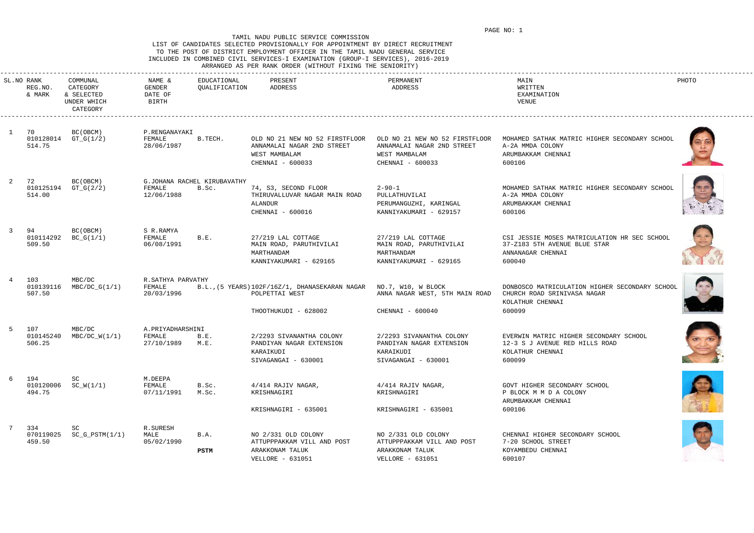TAMIL NADU PUBLIC SERVICE COMMISSION

LIST OF CANDIDATES SELECTED PROVISIONALLY FOR APPOINTMENT BY DIRECT RECRUITMENT TO THE POST OF DISTRICT EMPLOYMENT OFFICER IN THE TAMIL NADU GENERAL SERVICE INCLUDED IN COMBINED CIVIL SERVICES-I EXAMINATION (GROUP-I SERVICES), 2016-2019

ARRANGED AS PER RANK ORDER (WITHOUT FIXING THE SENIORITY)

| SL.NO | RANK REG.NO. & MARK | COMMUNAL CATEGORY & SELECTED UNDER WHICH CATEGORY | NAME & GENDER DATE OF BIRTH | EDUCATIONAL QUALIFICATION | PRESENT ADDRESS | PERMANENT ADDRESS | MAIN WRITTEN EXAMINATION VENUE | PHOTO |
|---|---|---|---|---|---|---|---|---|
| 1 | 70<br>010128014<br>514.75 | BC(OBCM)<br>GT_G(1/2) | P.RENGANAYAKI<br>FEMALE<br>28/06/1987 | B.TECH. | OLD NO 21 NEW NO 52 FIRSTFLOOR<br>ANNAMALAI NAGAR 2ND STREET<br>WEST MAMBALAM<br>CHENNAI - 600033 | OLD NO 21 NEW NO 52 FIRSTFLOOR<br>ANNAMALAI NAGAR 2ND STREET<br>WEST MAMBALAM<br>CHENNAI - 600033 | MOHAMED SATHAK MATRIC HIGHER SECONDARY SCHOOL<br>A-2A MMDA COLONY<br>ARUMBAKKAM CHENNAI<br>600106 | |
| 2 | 72<br>010125194<br>514.00 | BC(OBCM)<br>GT_G(2/2) | G.JOHANA RACHEL KIRUBAVATHY<br>FEMALE<br>12/06/1988 | B.Sc. | 74, S3, SECOND FLOOR<br>THIRUVALLUVAR NAGAR MAIN ROAD<br>ALANDUR<br>CHENNAI - 600016 | 2-90-1<br>PULLATHUVILAI<br>PERUMANGUZHI, KARINGAL<br>KANNIYAKUMARI - 629157 | MOHAMED SATHAK MATRIC HIGHER SECONDARY SCHOOL<br>A-2A MMDA COLONY<br>ARUMBAKKAM CHENNAI<br>600106 | |
| 3 | 94<br>010114292<br>509.50 | BC(OBCM)<br>BC_G(1/1) | S R.RAMYA<br>FEMALE<br>06/08/1991 | B.E. | 27/219 LAL COTTAGE<br>MAIN ROAD, PARUTHIVILAI<br>MARTHANDAM<br>KANNIYAKUMARI - 629165 | 27/219 LAL COTTAGE<br>MAIN ROAD, PARUTHIVILAI<br>MARTHANDAM<br>KANNIYAKUMARI - 629165 | CSI JESSIE MOSES MATRICULATION HR SEC SCHOOL<br>37-Z183 5TH AVENUE BLUE STAR<br>ANNANAGAR CHENNAI<br>600040 | |
| 4 | 103<br>010139116<br>507.50 | MBC/DC<br>MBC/DC_G(1/1) | R.SATHYA PARVATHY<br>FEMALE<br>20/03/1996 | B.L.,(5 YEARS) | 102F/16Z/1, DHANASEKARAN NAGAR<br>POLPETTAI WEST<br>THOOTHUKUDI - 628002 | NO.7, W10, W BLOCK<br>ANNA NAGAR WEST, 5TH MAIN ROAD<br>CHENNAI - 600040 | DONBOSCO MATRICULATION HIGHER SECONDARY SCHOOL<br>CHURCH ROAD SRINIVASA NAGAR<br>KOLATHUR CHENNAI<br>600099 | |
| 5 | 107<br>010145240<br>506.25 | MBC/DC<br>MBC/DC_W(1/1) | A.PRIYADHARSHINI<br>FEMALE<br>27/10/1989 | B.E.<br>M.E. | 2/2293 SIVANANTHA COLONY<br>PANDIYAN NAGAR EXTENSION<br>KARAIKUDI<br>SIVAGANGAI - 630001 | 2/2293 SIVANANTHA COLONY<br>PANDIYAN NAGAR EXTENSION<br>KARAIKUDI<br>SIVAGANGAI - 630001 | EVERWIN MATRIC HIGHER SECONDARY SCHOOL<br>12-3 S J AVENUE RED HILLS ROAD<br>KOLATHUR CHENNAI<br>600099 | |
| 6 | 194<br>010120006<br>494.75 | SC<br>SC_W(1/1) | M.DEEPA<br>FEMALE<br>07/11/1991 | B.Sc.<br>M.Sc. | 4/414 RAJIV NAGAR,<br>KRISHNAGIRI<br>KRISHNAGIRI - 635001 | 4/414 RAJIV NAGAR,<br>KRISHNAGIRI<br>KRISHNAGIRI - 635001 | GOVT HIGHER SECONDARY SCHOOL<br>P BLOCK M M D A COLONY<br>ARUMBAKKAM CHENNAI<br>600106 | |
| 7 | 334<br>070119025<br>459.50 | SC<br>SC_G_PSTM(1/1) | R.SURESH<br>MALE<br>05/02/1990 | B.A.<br>**PSTM** | NO 2/331 OLD COLONY<br>ATTUPPPAKKAM VILL AND POST<br>ARAKKONAM TALUK<br>VELLORE - 631051 | NO 2/331 OLD COLONY<br>ATTUPPPAKKAM VILL AND POST<br>ARAKKONAM TALUK<br>VELLORE - 631051 | CHENNAI HIGHER SECONDARY SCHOOL<br>7-20 SCHOOL STREET<br>KOYAMBEDU CHENNAI<br>600107 | |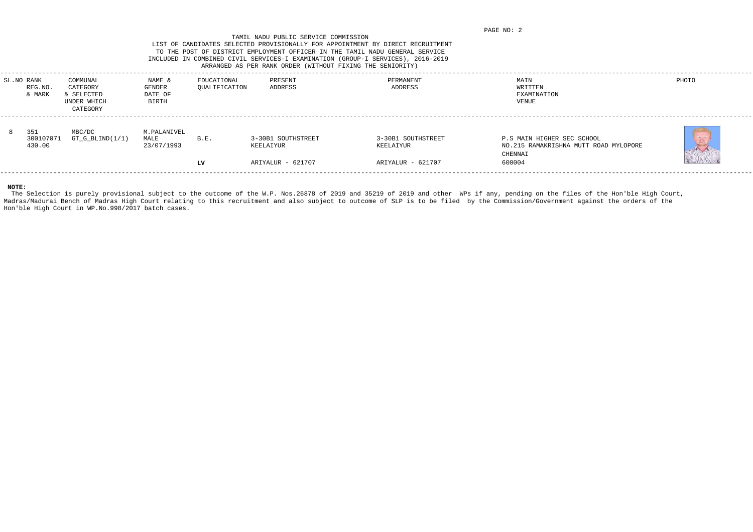TAMIL NADU PUBLIC SERVICE COMMISSION

LIST OF CANDIDATES SELECTED PROVISIONALLY FOR APPOINTMENT BY DIRECT RECRUITMENT TO THE POST OF DISTRICT EMPLOYMENT OFFICER IN THE TAMIL NADU GENERAL SERVICE INCLUDED IN COMBINED CIVIL SERVICES-I EXAMINATION (GROUP-I SERVICES), 2016-2019 ARRANGED AS PER RANK ORDER (WITHOUT FIXING THE SENIORITY)

| SL.NO | RANK REG.NO. & MARK | COMMUNAL CATEGORY & SELECTED UNDER WHICH CATEGORY | NAME & GENDER DATE OF BIRTH | EDUCATIONAL QUALIFICATION | PRESENT ADDRESS | PERMANENT ADDRESS | MAIN WRITTEN EXAMINATION VENUE | PHOTO |
|---|---|---|---|---|---|---|---|---|
| 8 | 351 300107071 430.00 | MBC/DC GT_G_BLIND(1/1) | M.PALANIVEL MALE 23/07/1993 | B.E. **LV** | 3-30B1 SOUTHSTREET KEELAIYUR ARIYALUR - 621707 | 3-30B1 SOUTHSTREET KEELAIYUR ARIYALUR - 621707 | P.S MAIN HIGHER SEC SCHOOL NO.215 RAMAKRISHNA MUTT ROAD MYLOPORE CHENNAI 600004 | |

**NOTE:**

The Selection is purely provisional subject to the outcome of the W.P. Nos.26878 of 2019 and 35219 of 2019 and other WPs if any, pending on the files of the Hon'ble High Court, Madras/Madurai Bench of Madras High Court relating to this recruitment and also subject to outcome of SLP is to be filed by the Commission/Government against the orders of the Hon'ble High Court in WP.No.998/2017 batch cases.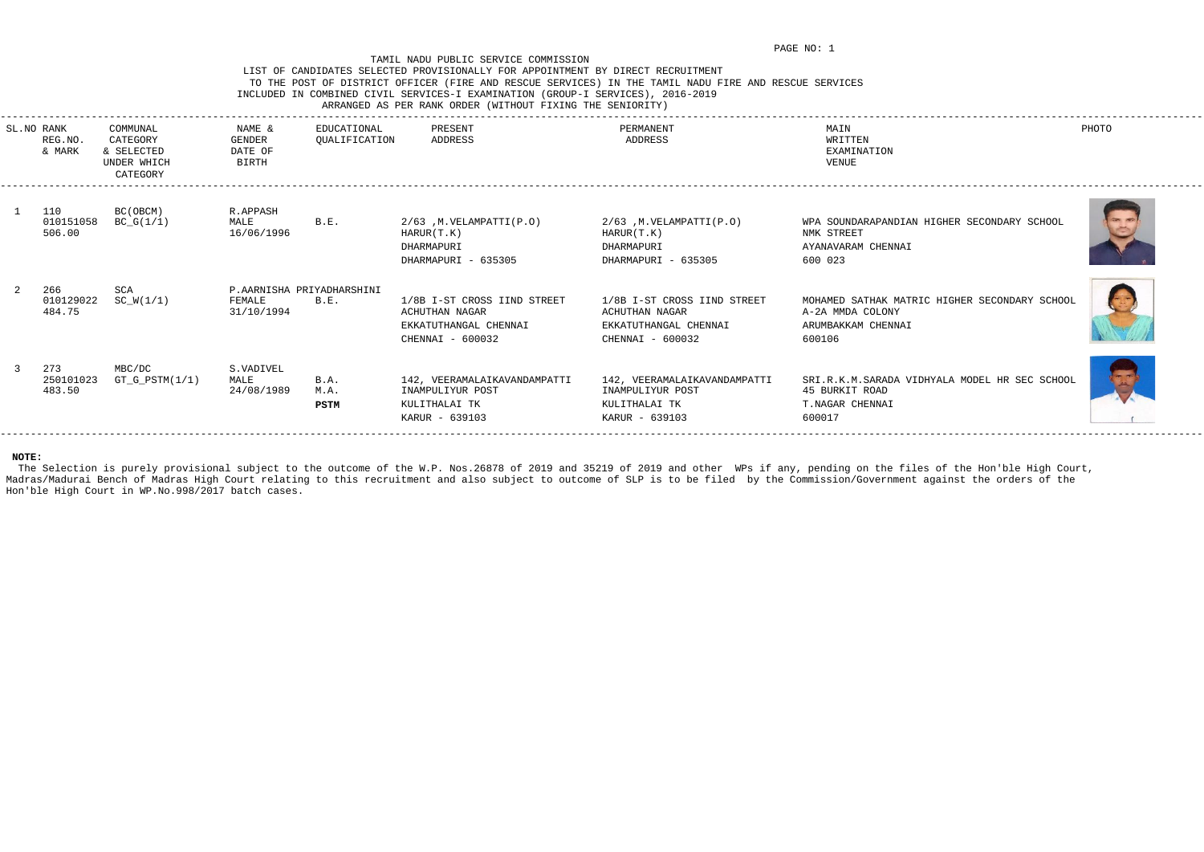TAMIL NADU PUBLIC SERVICE COMMISSION

LIST OF CANDIDATES SELECTED PROVISIONALLY FOR APPOINTMENT BY DIRECT RECRUITMENT
TO THE POST OF DISTRICT OFFICER (FIRE AND RESCUE SERVICES) IN THE TAMIL NADU FIRE AND RESCUE SERVICES
INCLUDED IN COMBINED CIVIL SERVICES-I EXAMINATION (GROUP-I SERVICES), 2016-2019
ARRANGED AS PER RANK ORDER (WITHOUT FIXING THE SENIORITY)

| SL.NO | RANK REG.NO. & MARK | COMMUNAL CATEGORY & SELECTED UNDER WHICH CATEGORY | NAME & GENDER DATE OF BIRTH | EDUCATIONAL QUALIFICATION | PRESENT ADDRESS | PERMANENT ADDRESS | MAIN WRITTEN EXAMINATION VENUE | PHOTO |
|---|---|---|---|---|---|---|---|---|
| 1 | 110 010151058 506.00 | BC(OBCM) BC_G(1/1) | R.APPASH MALE 16/06/1996 | B.E. | 2/63 ,M.VELAMPATTI(P.O) HARUR(T.K) DHARMAPURI DHARMAPURI - 635305 | 2/63 ,M.VELAMPATTI(P.O) HARUR(T.K) DHARMAPURI DHARMAPURI - 635305 | WPA SOUNDARAPANDIAN HIGHER SECONDARY SCHOOL NMK STREET AYANAVARAM CHENNAI 600 023 | |
| 2 | 266 010129022 484.75 | SCA SC_W(1/1) | P.AARNISHA PRIYADHARSHINI FEMALE 31/10/1994 | B.E. | 1/8B I-ST CROSS IIND STREET ACHUTHAN NAGAR EKKATUTHANGAL CHENNAI CHENNAI - 600032 | 1/8B I-ST CROSS IIND STREET ACHUTHAN NAGAR EKKATUTHANGAL CHENNAI CHENNAI - 600032 | MOHAMED SATHAK MATRIC HIGHER SECONDARY SCHOOL A-2A MMDA COLONY ARUMBAKKAM CHENNAI 600106 | |
| 3 | 273 250101023 483.50 | MBC/DC GT_G_PSTM(1/1) | S.VADIVEL MALE 24/08/1989 | B.A. M.A. **PSTM** | 142, VEERAMALAIKAVANDAMPATTI INAMPULIYUR POST KULITHALAI TK KARUR - 639103 | 142, VEERAMALAIKAVANDAMPATTI INAMPULIYUR POST KULITHALAI TK KARUR - 639103 | SRI.R.K.M.SARADA VIDHYALA MODEL HR SEC SCHOOL 45 BURKIT ROAD T.NAGAR CHENNAI 600017 | |

**NOTE:**

The Selection is purely provisional subject to the outcome of the W.P. Nos.26878 of 2019 and 35219 of 2019 and other WPs if any, pending on the files of the Hon'ble High Court, Madras/Madurai Bench of Madras High Court relating to this recruitment and also subject to outcome of SLP is to be filed by the Commission/Government against the orders of the Hon'ble High Court in WP.No.998/2017 batch cases.